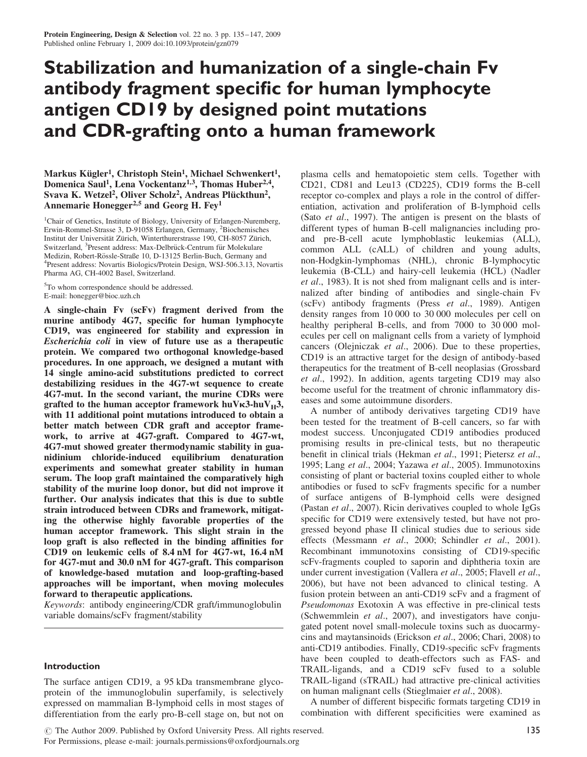# Stabilization and humanization of a single-chain Fv antibody fragment specific for human lymphocyte antigen CD19 by designed point mutations and CDR-grafting onto a human framework

Markus Kügler[1], Christoph Stein[1], Michael Schwenkert[1], Domenica Saul[1], Lena Vockentanz[1,3], Thomas Huber[2,4], Svava K. Wetzel[2], Oliver Scholz[2], Andreas Plückthun[2], Annemarie Honegger[2,5] and Georg H. Fey[1]

[1]Chair of Genetics, Institute of Biology, University of Erlangen-Nuremberg, Erwin-Rommel-Strasse 3, D-91058 Erlangen, Germany, [2]Biochemisches Institut der Universität Zürich, Winterthurerstrasse 190, CH-8057 Zürich, Switzerland, [3]Present address: Max-Delbrück-Centrum für Molekulare Medizin, Robert-Rössle-Straße 10, D-13125 Berlin-Buch, Germany and [4]Present address: Novartis Biologics/Protein Design, WSJ-506.3.13, Novartis Pharma AG, CH-4002 Basel, Switzerland.

[5]To whom correspondence should be addressed.
E-mail: honegger@bioc.uzh.ch

**A single-chain Fv (scFv) fragment derived from the murine antibody 4G7, specific for human lymphocyte CD19, was engineered for stability and expression in *Escherichia coli* in view of future use as a therapeutic protein. We compared two orthogonal knowledge-based procedures. In one approach, we designed a mutant with 14 single amino-acid substitutions predicted to correct destabilizing residues in the 4G7-wt sequence to create 4G7-mut. In the second variant, the murine CDRs were grafted to the human acceptor framework huVκ3-huV$_H$3, with 11 additional point mutations introduced to obtain a better match between CDR graft and acceptor framework, to arrive at 4G7-graft. Compared to 4G7-wt, 4G7-mut showed greater thermodynamic stability in guanidinium chloride-induced equilibrium denaturation experiments and somewhat greater stability in human serum. The loop graft maintained the comparatively high stability of the murine loop donor, but did not improve it further. Our analysis indicates that this is due to subtle strain introduced between CDRs and framework, mitigating the otherwise highly favorable properties of the human acceptor framework. This slight strain in the loop graft is also reflected in the binding affinities for CD19 on leukemic cells of 8.4 nM for 4G7-wt, 16.4 nM for 4G7-mut and 30.0 nM for 4G7-graft. This comparison of knowledge-based mutation and loop-grafting-based approaches will be important, when moving molecules forward to therapeutic applications.**

*Keywords*: antibody engineering/CDR graft/immunoglobulin variable domains/scFv fragment/stability

## Introduction

The surface antigen CD19, a 95 kDa transmembrane glycoprotein of the immunoglobulin superfamily, is selectively expressed on mammalian B-lymphoid cells in most stages of differentiation from the early pro-B-cell stage on, but not on plasma cells and hematopoietic stem cells. Together with CD21, CD81 and Leu13 (CD225), CD19 forms the B-cell receptor co-complex and plays a role in the control of differentiation, activation and proliferation of B-lymphoid cells (Sato *et al*., 1997). The antigen is present on the blasts of different types of human B-cell malignancies including pro- and pre-B-cell acute lymphoblastic leukemias (ALL), common ALL (cALL) of children and young adults, non-Hodgkin-lymphomas (NHL), chronic B-lymphocytic leukemia (B-CLL) and hairy-cell leukemia (HCL) (Nadler *et al*., 1983). It is not shed from malignant cells and is internalized after binding of antibodies and single-chain Fv (scFv) antibody fragments (Press *et al*., 1989). Antigen density ranges from 10 000 to 30 000 molecules per cell on healthy peripheral B-cells, and from 7000 to 30 000 molecules per cell on malignant cells from a variety of lymphoid cancers (Olejniczak *et al*., 2006). Due to these properties, CD19 is an attractive target for the design of antibody-based therapeutics for the treatment of B-cell neoplasias (Grossbard *et al*., 1992). In addition, agents targeting CD19 may also become useful for the treatment of chronic inflammatory diseases and some autoimmune disorders.

A number of antibody derivatives targeting CD19 have been tested for the treatment of B-cell cancers, so far with modest success. Unconjugated CD19 antibodies produced promising results in pre-clinical tests, but no therapeutic benefit in clinical trials (Hekman *et al*., 1991; Pietersz *et al*., 1995; Lang *et al*., 2004; Yazawa *et al*., 2005). Immunotoxins consisting of plant or bacterial toxins coupled either to whole antibodies or fused to scFv fragments specific for a number of surface antigens of B-lymphoid cells were designed (Pastan *et al*., 2007). Ricin derivatives coupled to whole IgGs specific for CD19 were extensively tested, but have not progressed beyond phase II clinical studies due to serious side effects (Messmann *et al*., 2000; Schindler *et al*., 2001). Recombinant immunotoxins consisting of CD19-specific scFv-fragments coupled to saporin and diphtheria toxin are under current investigation (Vallera *et al*., 2005; Flavell *et al*., 2006), but have not been advanced to clinical testing. A fusion protein between an anti-CD19 scFv and a fragment of *Pseudomonas* Exotoxin A was effective in pre-clinical tests (Schwemmlein *et al*., 2007), and investigators have conjugated potent novel small-molecule toxins such as duocarmycins and maytansinoids (Erickson *et al*., 2006; Chari, 2008) to anti-CD19 antibodies. Finally, CD19-specific scFv fragments have been coupled to death-effectors such as FAS- and TRAIL-ligands, and a CD19 scFv fused to a soluble TRAIL-ligand (sTRAIL) had attractive pre-clinical activities on human malignant cells (Stieglmaier *et al*., 2008).

A number of different bispecific formats targeting CD19 in combination with different specificities were examined as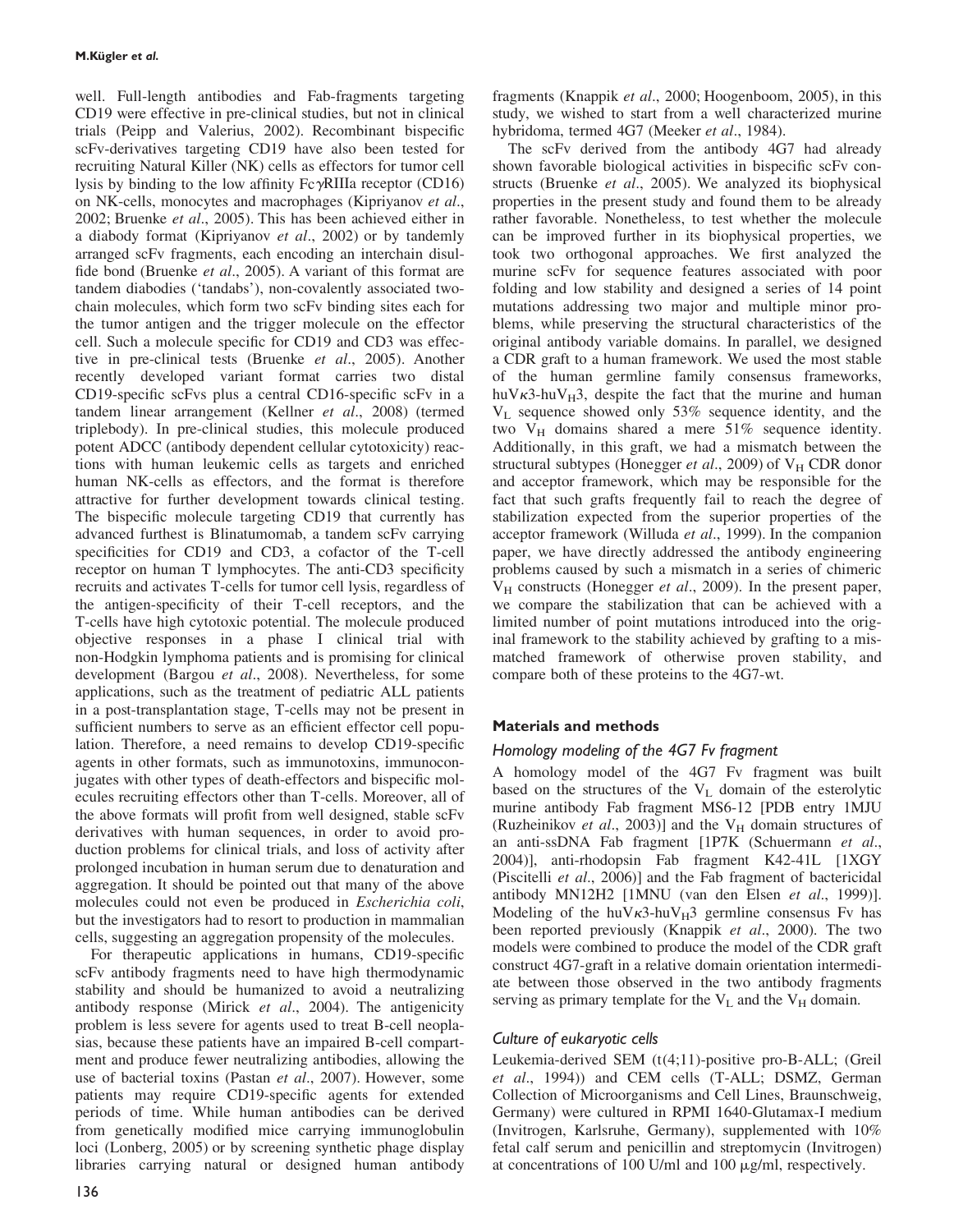well. Full-length antibodies and Fab-fragments targeting CD19 were effective in pre-clinical studies, but not in clinical trials (Peipp and Valerius, 2002). Recombinant bispecific scFv-derivatives targeting CD19 have also been tested for recruiting Natural Killer (NK) cells as effectors for tumor cell lysis by binding to the low affinity Fc$\gamma$RIIIa receptor (CD16) on NK-cells, monocytes and macrophages (Kipriyanov *et al*., 2002; Bruenke *et al*., 2005). This has been achieved either in a diabody format (Kipriyanov *et al*., 2002) or by tandemly arranged scFv fragments, each encoding an interchain disulfide bond (Bruenke *et al*., 2005). A variant of this format are tandem diabodies ('tandabs'), non-covalently associated two-chain molecules, which form two scFv binding sites each for the tumor antigen and the trigger molecule on the effector cell. Such a molecule specific for CD19 and CD3 was effective in pre-clinical tests (Bruenke *et al*., 2005). Another recently developed variant format carries two distal CD19-specific scFvs plus a central CD16-specific scFv in a tandem linear arrangement (Kellner *et al*., 2008) (termed triplebody). In pre-clinical studies, this molecule produced potent ADCC (antibody dependent cellular cytotoxicity) reactions with human leukemic cells as targets and enriched human NK-cells as effectors, and the format is therefore attractive for further development towards clinical testing. The bispecific molecule targeting CD19 that currently has advanced furthest is Blinatumomab, a tandem scFv carrying specificities for CD19 and CD3, a cofactor of the T-cell receptor on human T lymphocytes. The anti-CD3 specificity recruits and activates T-cells for tumor cell lysis, regardless of the antigen-specificity of their T-cell receptors, and the T-cells have high cytotoxic potential. The molecule produced objective responses in a phase I clinical trial with non-Hodgkin lymphoma patients and is promising for clinical development (Bargou *et al*., 2008). Nevertheless, for some applications, such as the treatment of pediatric ALL patients in a post-transplantation stage, T-cells may not be present in sufficient numbers to serve as an efficient effector cell population. Therefore, a need remains to develop CD19-specific agents in other formats, such as immunotoxins, immunoconjugates with other types of death-effectors and bispecific molecules recruiting effectors other than T-cells. Moreover, all of the above formats will profit from well designed, stable scFv derivatives with human sequences, in order to avoid production problems for clinical trials, and loss of activity after prolonged incubation in human serum due to denaturation and aggregation. It should be pointed out that many of the above molecules could not even be produced in *Escherichia coli*, but the investigators had to resort to production in mammalian cells, suggesting an aggregation propensity of the molecules.

For therapeutic applications in humans, CD19-specific scFv antibody fragments need to have high thermodynamic stability and should be humanized to avoid a neutralizing antibody response (Mirick *et al*., 2004). The antigenicity problem is less severe for agents used to treat B-cell neoplasias, because these patients have an impaired B-cell compartment and produce fewer neutralizing antibodies, allowing the use of bacterial toxins (Pastan *et al*., 2007). However, some patients may require CD19-specific agents for extended periods of time. While human antibodies can be derived from genetically modified mice carrying immunoglobulin loci (Lonberg, 2005) or by screening synthetic phage display libraries carrying natural or designed human antibody fragments (Knappik *et al*., 2000; Hoogenboom, 2005), in this study, we wished to start from a well characterized murine hybridoma, termed 4G7 (Meeker *et al*., 1984).

The scFv derived from the antibody 4G7 had already shown favorable biological activities in bispecific scFv constructs (Bruenke *et al*., 2005). We analyzed its biophysical properties in the present study and found them to be already rather favorable. Nonetheless, to test whether the molecule can be improved further in its biophysical properties, we took two orthogonal approaches. We first analyzed the murine scFv for sequence features associated with poor folding and low stability and designed a series of 14 point mutations addressing two major and multiple minor problems, while preserving the structural characteristics of the original antibody variable domains. In parallel, we designed a CDR graft to a human framework. We used the most stable of the human germline family consensus frameworks, huV$\kappa$3-huV$_H$3, despite the fact that the murine and human $V_L$ sequence showed only 53% sequence identity, and the two $V_H$ domains shared a mere 51% sequence identity. Additionally, in this graft, we had a mismatch between the structural subtypes (Honegger *et al*., 2009) of $V_H$ CDR donor and acceptor framework, which may be responsible for the fact that such grafts frequently fail to reach the degree of stabilization expected from the superior properties of the acceptor framework (Willuda *et al*., 1999). In the companion paper, we have directly addressed the antibody engineering problems caused by such a mismatch in a series of chimeric $V_H$ constructs (Honegger *et al*., 2009). In the present paper, we compare the stabilization that can be achieved with a limited number of point mutations introduced into the original framework to the stability achieved by grafting to a mismatched framework of otherwise proven stability, and compare both of these proteins to the 4G7-wt.

## Materials and methods

### Homology modeling of the 4G7 Fv fragment

A homology model of the 4G7 Fv fragment was built based on the structures of the $V_L$ domain of the esterolytic murine antibody Fab fragment MS6-12 [PDB entry 1MJU (Ruzheinikov *et al*., 2003)] and the $V_H$ domain structures of an anti-ssDNA Fab fragment [1P7K (Schuermann *et al*., 2004)], anti-rhodopsin Fab fragment K42-41L [1XGY (Piscitelli *et al*., 2006)] and the Fab fragment of bactericidal antibody MN12H2 [1MNU (van den Elsen *et al*., 1999)]. Modeling of the huV$\kappa$3-huV$_H$3 germline consensus Fv has been reported previously (Knappik *et al*., 2000). The two models were combined to produce the model of the CDR graft construct 4G7-graft in a relative domain orientation intermediate between those observed in the two antibody fragments serving as primary template for the $V_L$ and the $V_H$ domain.

### Culture of eukaryotic cells

Leukemia-derived SEM (t(4;11)-positive pro-B-ALL; (Greil *et al*., 1994)) and CEM cells (T-ALL; DSMZ, German Collection of Microorganisms and Cell Lines, Braunschweig, Germany) were cultured in RPMI 1640-Glutamax-I medium (Invitrogen, Karlsruhe, Germany), supplemented with 10% fetal calf serum and penicillin and streptomycin (Invitrogen) at concentrations of 100 U/ml and 100 μg/ml, respectively.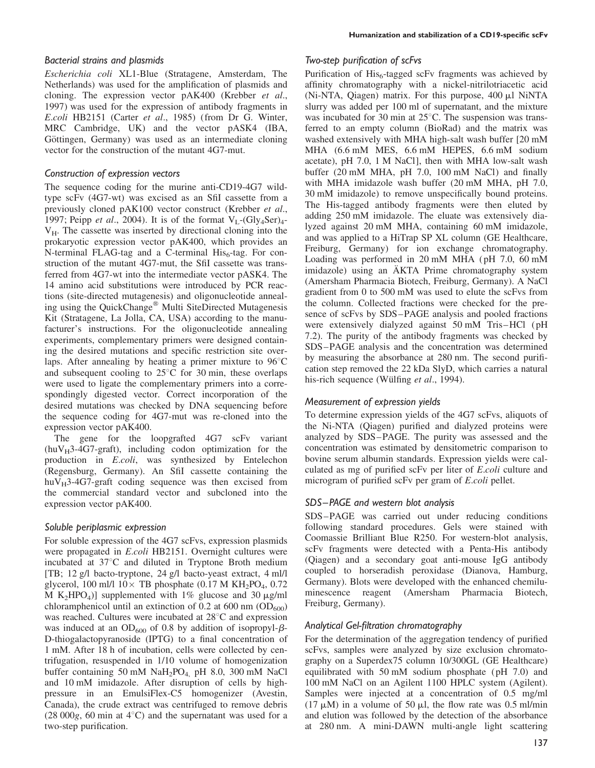### *Bacterial strains and plasmids*

*Escherichia coli* XL1-Blue (Stratagene, Amsterdam, The Netherlands) was used for the amplification of plasmids and cloning. The expression vector pAK400 (Krebber *et al*., 1997) was used for the expression of antibody fragments in *E.coli* HB2151 (Carter *et al*., 1985) (from Dr G. Winter, MRC Cambridge, UK) and the vector pASK4 (IBA, Göttingen, Germany) was used as an intermediate cloning vector for the construction of the mutant 4G7-mut.

### *Construction of expression vectors*

The sequence coding for the murine anti-CD19-4G7 wild-type scFv (4G7-wt) was excised as an SfiI cassette from a previously cloned pAK100 vector construct (Krebber *et al*., 1997; Peipp *et al*., 2004). It is of the format $V_L$-$(Gly_4Ser)_4$-$V_H$. The cassette was inserted by directional cloning into the prokaryotic expression vector pAK400, which provides an N-terminal FLAG-tag and a C-terminal $His_6$-tag. For construction of the mutant 4G7-mut, the SfiI cassette was transferred from 4G7-wt into the intermediate vector pASK4. The 14 amino acid substitutions were introduced by PCR reactions (site-directed mutagenesis) and oligonucleotide annealing using the QuickChange® Multi SiteDirected Mutagenesis Kit (Stratagene, La Jolla, CA, USA) according to the manufacturer's instructions. For the oligonucleotide annealing experiments, complementary primers were designed containing the desired mutations and specific restriction site overlaps. After annealing by heating a primer mixture to 96°C and subsequent cooling to 25°C for 30 min, these overlaps were used to ligate the complementary primers into a correspondingly digested vector. Correct incorporation of the desired mutations was checked by DNA sequencing before the sequence coding for 4G7-mut was re-cloned into the expression vector pAK400.

The gene for the loopgrafted 4G7 scFv variant ($huV_H3$-4G7-graft), including codon optimization for the production in *E.coli*, was synthesized by Entelechon (Regensburg, Germany). An SfiI cassette containing the $huV_H3$-4G7-graft coding sequence was then excised from the commercial standard vector and subcloned into the expression vector pAK400.

### *Soluble periplasmic expression*

For soluble expression of the 4G7 scFvs, expression plasmids were propagated in *E.coli* HB2151. Overnight cultures were incubated at 37°C and diluted in Tryptone Broth medium [TB; 12 g/l bacto-tryptone, 24 g/l bacto-yeast extract, 4 ml/l glycerol, 100 ml/l 10× TB phosphate (0.17 M $KH_2PO_4$, 0.72 M $K_2HPO_4$)] supplemented with 1% glucose and 30 μg/ml chloramphenicol until an extinction of 0.2 at 600 nm ($OD_{600}$) was reached. Cultures were incubated at 28°C and expression was induced at an $OD_{600}$ of 0.8 by addition of isopropyl-β-D-thiogalactopyranoside (IPTG) to a final concentration of 1 mM. After 18 h of incubation, cells were collected by centrifugation, resuspended in 1/10 volume of homogenization buffer containing 50 mM $NaH_2PO_4$, pH 8.0, 300 mM NaCl and 10 mM imidazole. After disruption of cells by high-pressure in an EmulsiFlex-C5 homogenizer (Avestin, Canada), the crude extract was centrifuged to remove debris (28 000*g*, 60 min at 4°C) and the supernatant was used for a two-step purification.

### *Two-step purification of scFvs*

Purification of $His_6$-tagged scFv fragments was achieved by affinity chromatography with a nickel-nitrilotriacetic acid (Ni-NTA, Qiagen) matrix. For this purpose, 400 μl NiNTA slurry was added per 100 ml of supernatant, and the mixture was incubated for 30 min at 25°C. The suspension was transferred to an empty column (BioRad) and the matrix was washed extensively with MHA high-salt wash buffer [20 mM MHA (6.6 mM MES, 6.6 mM HEPES, 6.6 mM sodium acetate), pH 7.0, 1 M NaCl], then with MHA low-salt wash buffer (20 mM MHA, pH 7.0, 100 mM NaCl) and finally with MHA imidazole wash buffer (20 mM MHA, pH 7.0, 30 mM imidazole) to remove unspecifically bound proteins. The His-tagged antibody fragments were then eluted by adding 250 mM imidazole. The eluate was extensively dialyzed against 20 mM MHA, containing 60 mM imidazole, and was applied to a HiTrap SP XL column (GE Healthcare, Freiburg, Germany) for ion exchange chromatography. Loading was performed in 20 mM MHA (pH 7.0, 60 mM imidazole) using an ÄKTA Prime chromatography system (Amersham Pharmacia Biotech, Freiburg, Germany). A NaCl gradient from 0 to 500 mM was used to elute the scFvs from the column. Collected fractions were checked for the presence of scFvs by SDS–PAGE analysis and pooled fractions were extensively dialyzed against 50 mM Tris–HCl (pH 7.2). The purity of the antibody fragments was checked by SDS–PAGE analysis and the concentration was determined by measuring the absorbance at 280 nm. The second purification step removed the 22 kDa SlyD, which carries a natural his-rich sequence (Wülfing *et al*., 1994).

### *Measurement of expression yields*

To determine expression yields of the 4G7 scFvs, aliquots of the Ni-NTA (Qiagen) purified and dialyzed proteins were analyzed by SDS–PAGE. The purity was assessed and the concentration was estimated by densitometric comparison to bovine serum albumin standards. Expression yields were calculated as mg of purified scFv per liter of *E.coli* culture and microgram of purified scFv per gram of *E.coli* pellet.

### *SDS–PAGE and western blot analysis*

SDS–PAGE was carried out under reducing conditions following standard procedures. Gels were stained with Coomassie Brilliant Blue R250. For western-blot analysis, scFv fragments were detected with a Penta-His antibody (Qiagen) and a secondary goat anti-mouse IgG antibody coupled to horseradish peroxidase (Dianova, Hamburg, Germany). Blots were developed with the enhanced chemiluminescence reagent (Amersham Pharmacia Biotech, Freiburg, Germany).

### *Analytical Gel-filtration chromatography*

For the determination of the aggregation tendency of purified scFvs, samples were analyzed by size exclusion chromatography on a Superdex75 column 10/300GL (GE Healthcare) equilibrated with 50 mM sodium phosphate (pH 7.0) and 100 mM NaCl on an Agilent 1100 HPLC system (Agilent). Samples were injected at a concentration of 0.5 mg/ml (17 μM) in a volume of 50 μl, the flow rate was 0.5 ml/min and elution was followed by the detection of the absorbance at 280 nm. A mini-DAWN multi-angle light scattering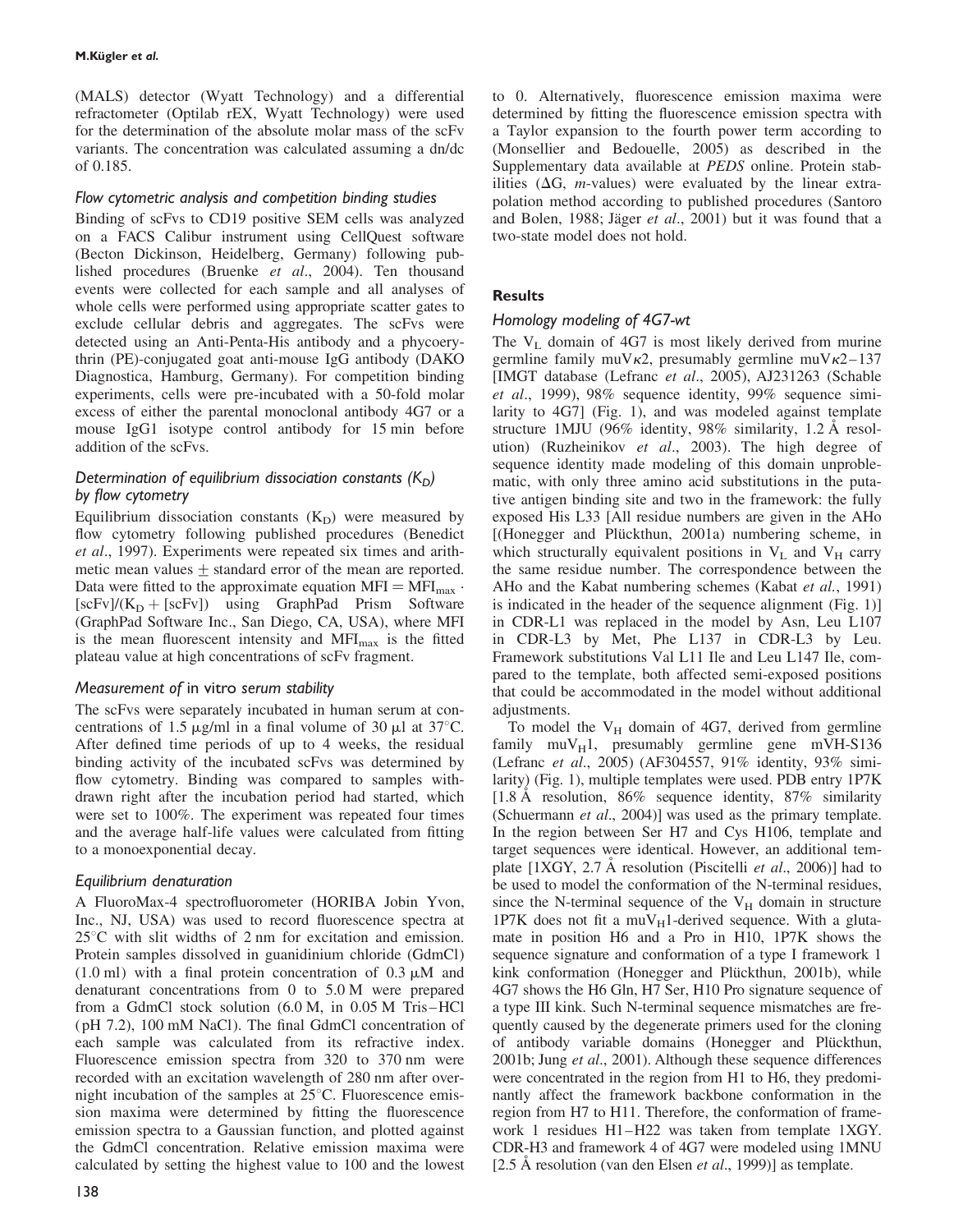(MALS) detector (Wyatt Technology) and a differential refractometer (Optilab rEX, Wyatt Technology) were used for the determination of the absolute molar mass of the scFv variants. The concentration was calculated assuming a dn/dc of 0.185.

### Flow cytometric analysis and competition binding studies

Binding of scFvs to CD19 positive SEM cells was analyzed on a FACS Calibur instrument using CellQuest software (Becton Dickinson, Heidelberg, Germany) following published procedures (Bruenke *et al*., 2004). Ten thousand events were collected for each sample and all analyses of whole cells were performed using appropriate scatter gates to exclude cellular debris and aggregates. The scFvs were detected using an Anti-Penta-His antibody and a phycoerythrin (PE)-conjugated goat anti-mouse IgG antibody (DAKO Diagnostica, Hamburg, Germany). For competition binding experiments, cells were pre-incubated with a 50-fold molar excess of either the parental monoclonal antibody 4G7 or a mouse IgG1 isotype control antibody for 15 min before addition of the scFvs.

### Determination of equilibrium dissociation constants ($K_D$) by flow cytometry

Equilibrium dissociation constants ($K_D$) were measured by flow cytometry following published procedures (Benedict *et al*., 1997). Experiments were repeated six times and arithmetic mean values $\pm$ standard error of the mean are reported. Data were fitted to the approximate equation $MFI = MFI_{max} \cdot [scFv]/(K_D + [scFv])$ using GraphPad Prism Software (GraphPad Software Inc., San Diego, CA, USA), where MFI is the mean fluorescent intensity and $MFI_{max}$ is the fitted plateau value at high concentrations of scFv fragment.

### Measurement of *in vitro* serum stability

The scFvs were separately incubated in human serum at concentrations of 1.5 μg/ml in a final volume of 30 μl at 37°C. After defined time periods of up to 4 weeks, the residual binding activity of the incubated scFvs was determined by flow cytometry. Binding was compared to samples withdrawn right after the incubation period had started, which were set to 100%. The experiment was repeated four times and the average half-life values were calculated from fitting to a monoexponential decay.

### Equilibrium denaturation

A FluoroMax-4 spectrofluorometer (HORIBA Jobin Yvon, Inc., NJ, USA) was used to record fluorescence spectra at 25°C with slit widths of 2 nm for excitation and emission. Protein samples dissolved in guanidinium chloride (GdmCl) (1.0 ml) with a final protein concentration of 0.3 μM and denaturant concentrations from 0 to 5.0 M were prepared from a GdmCl stock solution (6.0 M, in 0.05 M Tris–HCl (pH 7.2), 100 mM NaCl). The final GdmCl concentration of each sample was calculated from its refractive index. Fluorescence emission spectra from 320 to 370 nm were recorded with an excitation wavelength of 280 nm after overnight incubation of the samples at 25°C. Fluorescence emission maxima were determined by fitting the fluorescence emission spectra to a Gaussian function, and plotted against the GdmCl concentration. Relative emission maxima were calculated by setting the highest value to 100 and the lowest to 0. Alternatively, fluorescence emission maxima were determined by fitting the fluorescence emission spectra with a Taylor expansion to the fourth power term according to (Monsellier and Bedouelle, 2005) as described in the Supplementary data available at *PEDS* online. Protein stabilities ($\Delta G$, *m*-values) were evaluated by the linear extrapolation method according to published procedures (Santoro and Bolen, 1988; Jäger *et al*., 2001) but it was found that a two-state model does not hold.

## Results

### Homology modeling of 4G7-wt

The $V_L$ domain of 4G7 is most likely derived from murine germline family muV$\kappa$2, presumably germline muV$\kappa$2–137 [IMGT database (Lefranc *et al*., 2005), AJ231263 (Schable *et al*., 1999), 98% sequence identity, 99% sequence similarity to 4G7] (Fig. 1), and was modeled against template structure 1MJU (96% identity, 98% similarity, 1.2 Å resolution) (Ruzheinikov *et al*., 2003). The high degree of sequence identity made modeling of this domain unproblematic, with only three amino acid substitutions in the putative antigen binding site and two in the framework: the fully exposed His L33 [All residue numbers are given in the AHo [(Honegger and Plückthun, 2001a) numbering scheme, in which structurally equivalent positions in $V_L$ and $V_H$ carry the same residue number. The correspondence between the AHo and the Kabat numbering schemes (Kabat *et al.*, 1991) is indicated in the header of the sequence alignment (Fig. 1)] in CDR-L1 was replaced in the model by Asn, Leu L107 in CDR-L3 by Met, Phe L137 in CDR-L3 by Leu. Framework substitutions Val L11 Ile and Leu L147 Ile, compared to the template, both affected semi-exposed positions that could be accommodated in the model without additional adjustments.

To model the $V_H$ domain of 4G7, derived from germline family muV$_H$1, presumably germline gene mVH-S136 (Lefranc *et al*., 2005) (AF304557, 91% identity, 93% similarity) (Fig. 1), multiple templates were used. PDB entry 1P7K [1.8 Å resolution, 86% sequence identity, 87% similarity (Schuermann *et al*., 2004)] was used as the primary template. In the region between Ser H7 and Cys H106, template and target sequences were identical. However, an additional template [1XGY, 2.7 Å resolution (Piscitelli *et al*., 2006)] had to be used to model the conformation of the N-terminal residues, since the N-terminal sequence of the $V_H$ domain in structure 1P7K does not fit a muV$_H$1-derived sequence. With a glutamate in position H6 and a Pro in H10, 1P7K shows the sequence signature and conformation of a type I framework 1 kink conformation (Honegger and Plückthun, 2001b), while 4G7 shows the H6 Gln, H7 Ser, H10 Pro signature sequence of a type III kink. Such N-terminal sequence mismatches are frequently caused by the degenerate primers used for the cloning of antibody variable domains (Honegger and Plückthun, 2001b; Jung *et al*., 2001). Although these sequence differences were concentrated in the region from H1 to H6, they predominantly affect the framework backbone conformation in the region from H7 to H11. Therefore, the conformation of framework 1 residues H1–H22 was taken from template 1XGY. CDR-H3 and framework 4 of 4G7 were modeled using 1MNU [2.5 Å resolution (van den Elsen *et al*., 1999)] as template.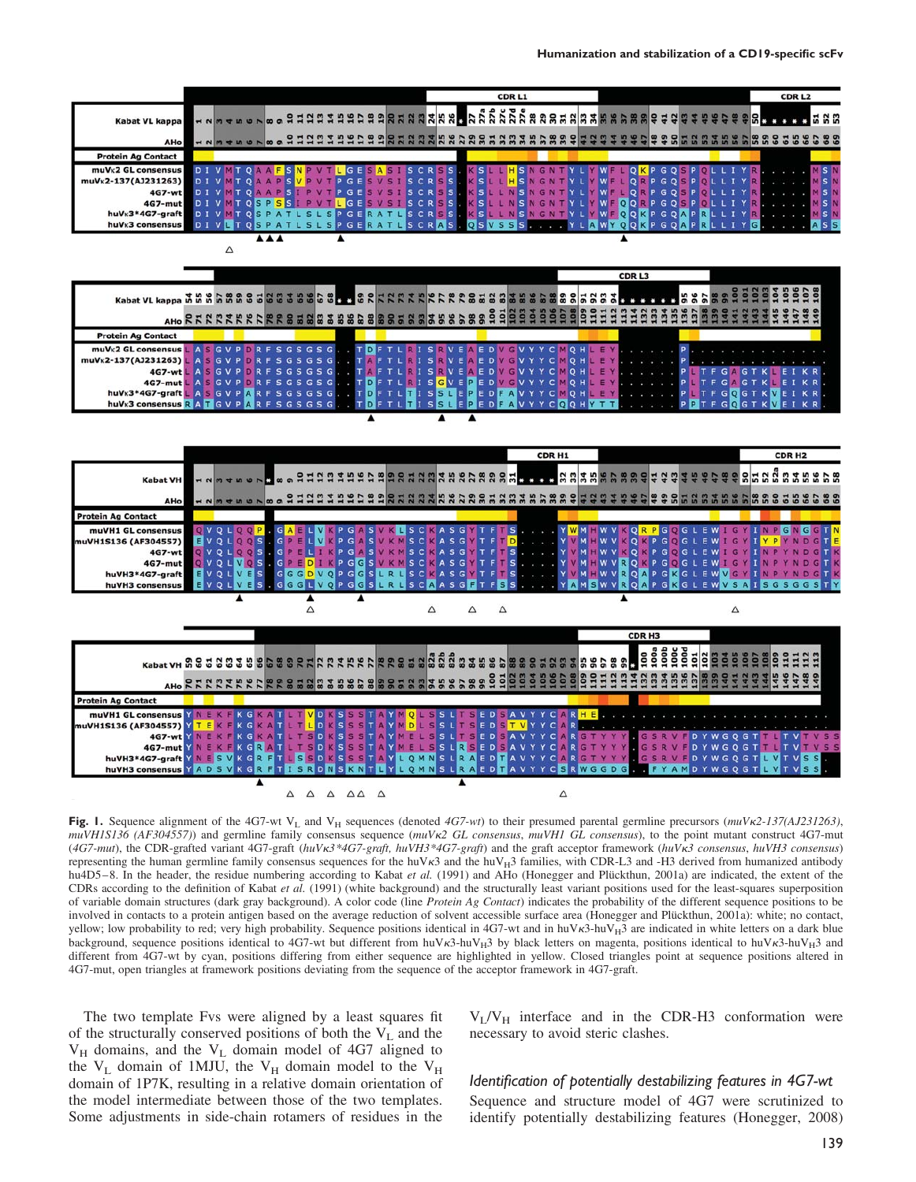**Fig. 1.** Sequence alignment of the 4G7-wt $V_L$ and $V_H$ sequences (denoted *4G7-wt*) to their presumed parental germline precursors (*muVκ2-137(AJ231263)*, *muVH1S136 (AF304557)*) and germline family consensus sequence (*muVκ2 GL consensus*, *muVH1 GL consensus*), to the point mutant construct 4G7-mut (*4G7-mut*), the CDR-grafted variant 4G7-graft (*huVκ3\*4G7-graft, huVH3\*4G7-graft*) and the graft acceptor framework (*huVκ3 consensus*, *huVH3 consensus*) representing the human germline family consensus sequences for the huVκ3 and the $huV_H3$ families, with CDR-L3 and -H3 derived from humanized antibody hu4D5−8. In the header, the residue numbering according to Kabat *et al.* (1991) and AHo (Honegger and Plückthun, 2001a) are indicated, the extent of the CDRs according to the definition of Kabat *et al.* (1991) (white background) and the structurally least variant positions used for the least-squares superposition of variable domain structures (dark gray background). A color code (line *Protein Ag Contact*) indicates the probability of the different sequence positions to be involved in contacts to a protein antigen based on the average reduction of solvent accessible surface area (Honegger and Plückthun, 2001a): white; no contact, yellow; low probability to red; very high probability. Sequence positions identical in 4G7-wt and in $huV\kappa3$-$huV_H3$ are indicated in white letters on a dark blue background, sequence positions identical to 4G7-wt but different from $huV\kappa3$-$huV_H3$ by black letters on magenta, positions identical to $huV\kappa3$-$huV_H3$ and different from 4G7-wt by cyan, positions differing from either sequence are highlighted in yellow. Closed triangles point at sequence positions altered in 4G7-mut, open triangles at framework positions deviating from the sequence of the acceptor framework in 4G7-graft.

The two template Fvs were aligned by a least squares fit of the structurally conserved positions of both the $V_L$ and the $V_H$ domains, and the $V_L$ domain model of 4G7 aligned to the $V_L$ domain of 1MJU, the $V_H$ domain model to the $V_H$ domain of 1P7K, resulting in a relative domain orientation of the model intermediate between those of the two templates. Some adjustments in side-chain rotamers of residues in the $V_L/V_H$ interface and in the CDR-H3 conformation were necessary to avoid steric clashes.

### *Identification of potentially destabilizing features in 4G7-wt*

Sequence and structure model of 4G7 were scrutinized to identify potentially destabilizing features (Honegger, 2008)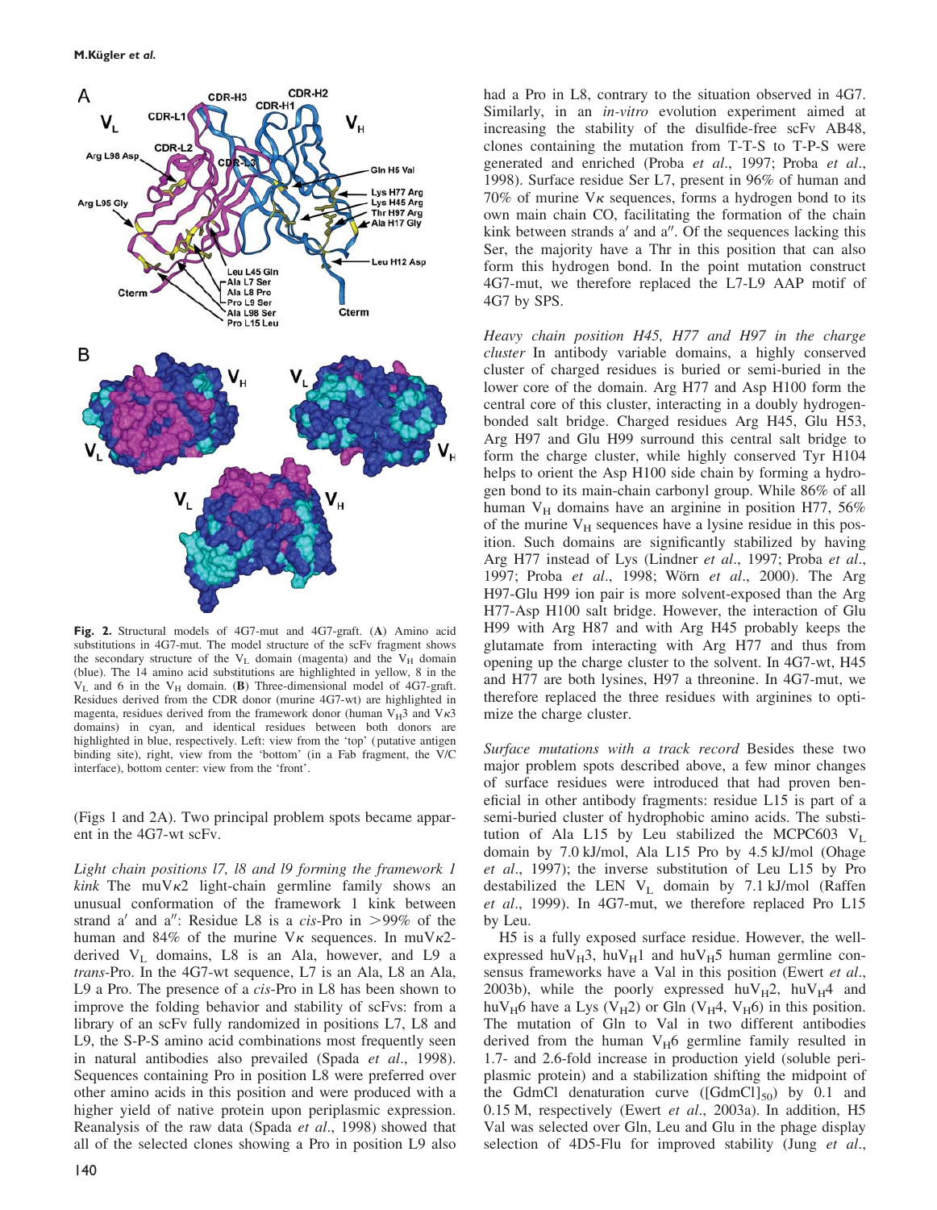Fig. 2. Structural models of 4G7-mut and 4G7-graft. (**A**) Amino acid substitutions in 4G7-mut. The model structure of the scFv fragment shows the secondary structure of the $V_L$ domain (magenta) and the $V_H$ domain (blue). The 14 amino acid substitutions are highlighted in yellow, 8 in the $V_L$ and 6 in the $V_H$ domain. (**B**) Three-dimensional model of 4G7-graft. Residues derived from the CDR donor (murine 4G7-wt) are highlighted in magenta, residues derived from the framework donor (human $V_H3$ and $V\kappa3$ domains) in cyan, and identical residues between both donors are highlighted in blue, respectively. Left: view from the 'top' (putative antigen binding site), right, view from the 'bottom' (in a Fab fragment, the V/C interface), bottom center: view from the 'front'.

(Figs 1 and 2A). Two principal problem spots became apparent in the 4G7-wt scFv.

*Light chain positions l7, l8 and l9 forming the framework 1 kink* The mu$V\kappa2$ light-chain germline family shows an unusual conformation of the framework 1 kink between strand a′ and a″: Residue L8 is a *cis*-Pro in >99% of the human and 84% of the murine $V\kappa$ sequences. In mu$V\kappa2$-derived $V_L$ domains, L8 is an Ala, however, and L9 a *trans*-Pro. In the 4G7-wt sequence, L7 is an Ala, L8 an Ala, L9 a Pro. The presence of a *cis*-Pro in L8 has been shown to improve the folding behavior and stability of scFvs: from a library of an scFv fully randomized in positions L7, L8 and L9, the S-P-S amino acid combinations most frequently seen in natural antibodies also prevailed (Spada *et al*., 1998). Sequences containing Pro in position L8 were preferred over other amino acids in this position and were produced with a higher yield of native protein upon periplasmic expression. Reanalysis of the raw data (Spada *et al*., 1998) showed that all of the selected clones showing a Pro in position L9 also had a Pro in L8, contrary to the situation observed in 4G7. Similarly, in an *in-vitro* evolution experiment aimed at increasing the stability of the disulfide-free scFv AB48, clones containing the mutation from T-T-S to T-P-S were generated and enriched (Proba *et al*., 1997; Proba *et al*., 1998). Surface residue Ser L7, present in 96% of human and 70% of murine $V\kappa$ sequences, forms a hydrogen bond to its own main chain CO, facilitating the formation of the chain kink between strands a′ and a″. Of the sequences lacking this Ser, the majority have a Thr in this position that can also form this hydrogen bond. In the point mutation construct 4G7-mut, we therefore replaced the L7-L9 AAP motif of 4G7 by SPS.

*Heavy chain position H45, H77 and H97 in the charge cluster* In antibody variable domains, a highly conserved cluster of charged residues is buried or semi-buried in the lower core of the domain. Arg H77 and Asp H100 form the central core of this cluster, interacting in a doubly hydrogen-bonded salt bridge. Charged residues Arg H45, Glu H53, Arg H97 and Glu H99 surround this central salt bridge to form the charge cluster, while highly conserved Tyr H104 helps to orient the Asp H100 side chain by forming a hydrogen bond to its main-chain carbonyl group. While 86% of all human $V_H$ domains have an arginine in position H77, 56% of the murine $V_H$ sequences have a lysine residue in this position. Such domains are significantly stabilized by having Arg H77 instead of Lys (Lindner *et al*., 1997; Proba *et al*., 1997; Proba *et al*., 1998; Wörn *et al*., 2000). The Arg H97-Glu H99 ion pair is more solvent-exposed than the Arg H77-Asp H100 salt bridge. However, the interaction of Glu H99 with Arg H87 and with Arg H45 probably keeps the glutamate from interacting with Arg H77 and thus from opening up the charge cluster to the solvent. In 4G7-wt, H45 and H77 are both lysines, H97 a threonine. In 4G7-mut, we therefore replaced the three residues with arginines to optimize the charge cluster.

*Surface mutations with a track record* Besides these two major problem spots described above, a few minor changes of surface residues were introduced that had proven beneficial in other antibody fragments: residue L15 is part of a semi-buried cluster of hydrophobic amino acids. The substitution of Ala L15 by Leu stabilized the MCPC603 $V_L$ domain by 7.0 kJ/mol, Ala L15 Pro by 4.5 kJ/mol (Ohage *et al*., 1997); the inverse substitution of Leu L15 by Pro destabilized the LEN $V_L$ domain by 7.1 kJ/mol (Raffen *et al*., 1999). In 4G7-mut, we therefore replaced Pro L15 by Leu.

H5 is a fully exposed surface residue. However, the well-expressed hu$V_H3$, hu$V_H1$ and hu$V_H5$ human germline consensus frameworks have a Val in this position (Ewert *et al*., 2003b), while the poorly expressed hu$V_H2$, hu$V_H4$ and hu$V_H6$ have a Lys ($V_H2$) or Gln ($V_H4$, $V_H6$) in this position. The mutation of Gln to Val in two different antibodies derived from the human $V_H6$ germline family resulted in 1.7- and 2.6-fold increase in production yield (soluble periplasmic protein) and a stabilization shifting the midpoint of the GdmCl denaturation curve ($[\text{GdmCl}]_{50}$) by 0.1 and 0.15 M, respectively (Ewert *et al*., 2003a). In addition, H5 Val was selected over Gln, Leu and Glu in the phage display selection of 4D5-Flu for improved stability (Jung *et al*.,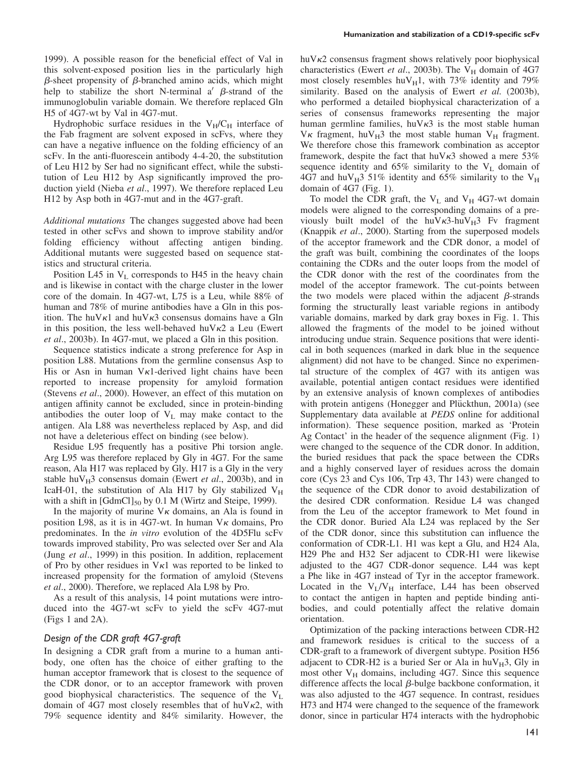1999). A possible reason for the beneficial effect of Val in this solvent-exposed position lies in the particularly high β-sheet propensity of β-branched amino acids, which might help to stabilize the short N-terminal a′ β-strand of the immunoglobulin variable domain. We therefore replaced Gln H5 of 4G7-wt by Val in 4G7-mut.

Hydrophobic surface residues in the $V_H/C_H$ interface of the Fab fragment are solvent exposed in scFvs, where they can have a negative influence on the folding efficiency of an scFv. In the anti-fluorescein antibody 4-4-20, the substitution of Leu H12 by Ser had no significant effect, while the substitution of Leu H12 by Asp significantly improved the production yield (Nieba *et al*., 1997). We therefore replaced Leu H12 by Asp both in 4G7-mut and in the 4G7-graft.

*Additional mutations* The changes suggested above had been tested in other scFvs and shown to improve stability and/or folding efficiency without affecting antigen binding. Additional mutants were suggested based on sequence statistics and structural criteria.

Position L45 in $V_L$ corresponds to H45 in the heavy chain and is likewise in contact with the charge cluster in the lower core of the domain. In 4G7-wt, L75 is a Leu, while 88% of human and 78% of murine antibodies have a Gln in this position. The huVκ1 and huVκ3 consensus domains have a Gln in this position, the less well-behaved huVκ2 a Leu (Ewert *et al*., 2003b). In 4G7-mut, we placed a Gln in this position.

Sequence statistics indicate a strong preference for Asp in position L88. Mutations from the germline consensus Asp to His or Asn in human Vκ1-derived light chains have been reported to increase propensity for amyloid formation (Stevens *et al*., 2000). However, an effect of this mutation on antigen affinity cannot be excluded, since in protein-binding antibodies the outer loop of $V_L$ may make contact to the antigen. Ala L88 was nevertheless replaced by Asp, and did not have a deleterious effect on binding (see below).

Residue L95 frequently has a positive Phi torsion angle. Arg L95 was therefore replaced by Gly in 4G7. For the same reason, Ala H17 was replaced by Gly. H17 is a Gly in the very stable $huV_H3$ consensus domain (Ewert *et al*., 2003b), and in IcaH-01, the substitution of Ala H17 by Gly stabilized $V_H$ with a shift in $[GdmCl]_{50}$ by 0.1 M (Wirtz and Steipe, 1999).

In the majority of murine Vκ domains, an Ala is found in position L98, as it is in 4G7-wt. In human Vκ domains, Pro predominates. In the *in vitro* evolution of the 4D5Flu scFv towards improved stability, Pro was selected over Ser and Ala (Jung *et al*., 1999) in this position. In addition, replacement of Pro by other residues in Vκ1 was reported to be linked to increased propensity for the formation of amyloid (Stevens *et al*., 2000). Therefore, we replaced Ala L98 by Pro.

As a result of this analysis, 14 point mutations were introduced into the 4G7-wt scFv to yield the scFv 4G7-mut (Figs 1 and 2A).

## *Design of the CDR graft 4G7-graft*

In designing a CDR graft from a murine to a human antibody, one often has the choice of either grafting to the human acceptor framework that is closest to the sequence of the CDR donor, or to an acceptor framework with proven good biophysical characteristics. The sequence of the $V_L$ domain of 4G7 most closely resembles that of huVκ2, with 79% sequence identity and 84% similarity. However, the huVκ2 consensus fragment shows relatively poor biophysical characteristics (Ewert *et al*., 2003b). The $V_H$ domain of 4G7 most closely resembles $huV_H1$, with 73% identity and 79% similarity. Based on the analysis of Ewert *et al*. (2003b), who performed a detailed biophysical characterization of a series of consensus frameworks representing the major human germline families, huVκ3 is the most stable human Vκ fragment, $huV_H3$ the most stable human $V_H$ fragment. We therefore chose this framework combination as acceptor framework, despite the fact that huVκ3 showed a mere 53% sequence identity and 65% similarity to the $V_L$ domain of 4G7 and $huV_H3$ 51% identity and 65% similarity to the $V_H$ domain of 4G7 (Fig. 1).

To model the CDR graft, the $V_L$ and $V_H$ 4G7-wt domain models were aligned to the corresponding domains of a previously built model of the huVκ3-$huV_H3$ Fv fragment (Knappik *et al*., 2000). Starting from the superposed models of the acceptor framework and the CDR donor, a model of the graft was built, combining the coordinates of the loops containing the CDRs and the outer loops from the model of the CDR donor with the rest of the coordinates from the model of the acceptor framework. The cut-points between the two models were placed within the adjacent β-strands forming the structurally least variable regions in antibody variable domains, marked by dark gray boxes in Fig. 1. This allowed the fragments of the model to be joined without introducing undue strain. Sequence positions that were identical in both sequences (marked in dark blue in the sequence alignment) did not have to be changed. Since no experimental structure of the complex of 4G7 with its antigen was available, potential antigen contact residues were identified by an extensive analysis of known complexes of antibodies with protein antigens (Honegger and Plückthun, 2001a) (see Supplementary data available at *PEDS* online for additional information). These sequence position, marked as 'Protein Ag Contact' in the header of the sequence alignment (Fig. 1) were changed to the sequence of the CDR donor. In addition, the buried residues that pack the space between the CDRs and a highly conserved layer of residues across the domain core (Cys 23 and Cys 106, Trp 43, Thr 143) were changed to the sequence of the CDR donor to avoid destabilization of the desired CDR conformation. Residue L4 was changed from the Leu of the acceptor framework to Met found in the CDR donor. Buried Ala L24 was replaced by the Ser of the CDR donor, since this substitution can influence the conformation of CDR-L1. H1 was kept a Glu, and H24 Ala, H29 Phe and H32 Ser adjacent to CDR-H1 were likewise adjusted to the 4G7 CDR-donor sequence. L44 was kept a Phe like in 4G7 instead of Tyr in the acceptor framework. Located in the $V_L/V_H$ interface, L44 has been observed to contact the antigen in hapten and peptide binding antibodies, and could potentially affect the relative domain orientation.

Optimization of the packing interactions between CDR-H2 and framework residues is critical to the success of a CDR-graft to a framework of divergent subtype. Position H56 adjacent to CDR-H2 is a buried Ser or Ala in $huV_H3$, Gly in most other $V_H$ domains, including 4G7. Since this sequence difference affects the local β-bulge backbone conformation, it was also adjusted to the 4G7 sequence. In contrast, residues H73 and H74 were changed to the sequence of the framework donor, since in particular H74 interacts with the hydrophobic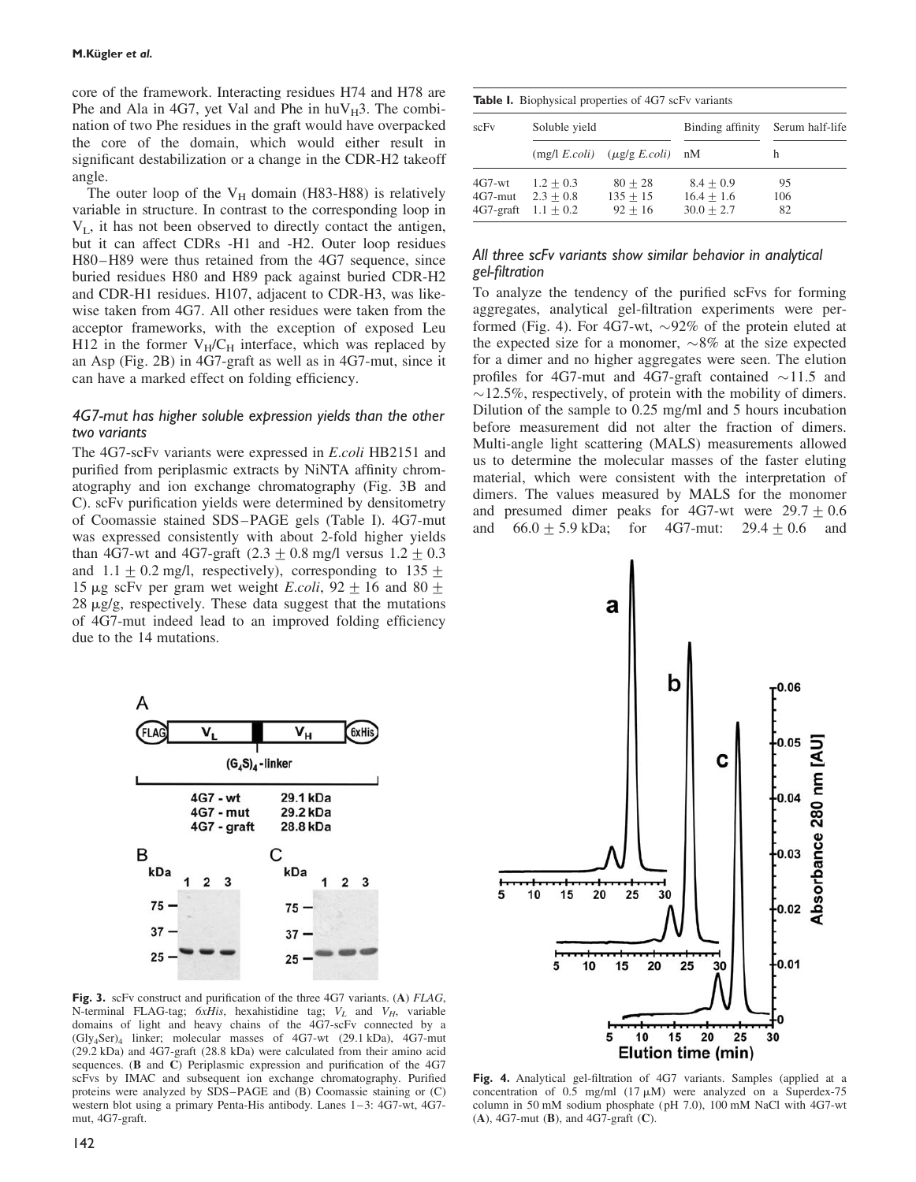core of the framework. Interacting residues H74 and H78 are Phe and Ala in 4G7, yet Val and Phe in hu$V_H$3. The combination of two Phe residues in the graft would have overpacked the core of the domain, which would either result in significant destabilization or a change in the CDR-H2 takeoff angle.

The outer loop of the $V_H$ domain (H83-H88) is relatively variable in structure. In contrast to the corresponding loop in $V_L$, it has not been observed to directly contact the antigen, but it can affect CDRs -H1 and -H2. Outer loop residues H80–H89 were thus retained from the 4G7 sequence, since buried residues H80 and H89 pack against buried CDR-H2 and CDR-H1 residues. H107, adjacent to CDR-H3, was likewise taken from 4G7. All other residues were taken from the acceptor frameworks, with the exception of exposed Leu H12 in the former $V_H$/$C_H$ interface, which was replaced by an Asp (Fig. 2B) in 4G7-graft as well as in 4G7-mut, since it can have a marked effect on folding efficiency.

### 4G7-mut has higher soluble expression yields than the other two variants

The 4G7-scFv variants were expressed in *E.coli* HB2151 and purified from periplasmic extracts by NiNTA affinity chromatography and ion exchange chromatography (Fig. 3B and C). scFv purification yields were determined by densitometry of Coomassie stained SDS–PAGE gels (Table I). 4G7-mut was expressed consistently with about 2-fold higher yields than 4G7-wt and 4G7-graft ($2.3 \pm 0.8$ mg/l versus $1.2 \pm 0.3$ and $1.1 \pm 0.2$ mg/l, respectively), corresponding to $135 \pm 15$ μg scFv per gram wet weight *E.coli*, $92 \pm 16$ and $80 \pm 28$ μg/g, respectively. These data suggest that the mutations of 4G7-mut indeed lead to an improved folding efficiency due to the 14 mutations.

**Fig. 3.** scFv construct and purification of the three 4G7 variants. (**A**) *FLAG*, N-terminal FLAG-tag; *6xHis*, hexahistidine tag; $V_L$ and $V_H$, variable domains of light and heavy chains of the 4G7-scFv connected by a $(Gly_4Ser)_4$ linker; molecular masses of 4G7-wt (29.1 kDa), 4G7-mut (29.2 kDa) and 4G7-graft (28.8 kDa) were calculated from their amino acid sequences. (**B** and **C**) Periplasmic expression and purification of the 4G7 scFvs by IMAC and subsequent ion exchange chromatography. Purified proteins were analyzed by SDS–PAGE and (B) Coomassie staining or (C) western blot using a primary Penta-His antibody. Lanes 1–3: 4G7-wt, 4G7-mut, 4G7-graft.

**Table I.** Biophysical properties of 4G7 scFv variants

| scFv | Soluble yield | | Binding affinity | Serum half-life |
|---|---|---|---|---|
| | (mg/l *E.coli*) | (μg/g *E.coli*) | nM | h |
| 4G7-wt | $1.2 \pm 0.3$ | $80 \pm 28$ | $8.4 \pm 0.9$ | 95 |
| 4G7-mut | $2.3 \pm 0.8$ | $135 \pm 15$ | $16.4 \pm 1.6$ | 106 |
| 4G7-graft | $1.1 \pm 0.2$ | $92 \pm 16$ | $30.0 \pm 2.7$ | 82 |

### All three scFv variants show similar behavior in analytical gel-filtration

To analyze the tendency of the purified scFvs for forming aggregates, analytical gel-filtration experiments were performed (Fig. 4). For 4G7-wt, ~92% of the protein eluted at the expected size for a monomer, ~8% at the size expected for a dimer and no higher aggregates were seen. The elution profiles for 4G7-mut and 4G7-graft contained ~11.5 and ~12.5%, respectively, of protein with the mobility of dimers. Dilution of the sample to 0.25 mg/ml and 5 hours incubation before measurement did not alter the fraction of dimers. Multi-angle light scattering (MALS) measurements allowed us to determine the molecular masses of the faster eluting material, which were consistent with the interpretation of dimers. The values measured by MALS for the monomer and presumed dimer peaks for 4G7-wt were $29.7 \pm 0.6$ and $66.0 \pm 5.9$ kDa; for 4G7-mut: $29.4 \pm 0.6$ and

**Fig. 4.** Analytical gel-filtration of 4G7 variants. Samples (applied at a concentration of 0.5 mg/ml (17 μM) were analyzed on a Superdex-75 column in 50 mM sodium phosphate (pH 7.0), 100 mM NaCl with 4G7-wt (**A**), 4G7-mut (**B**), and 4G7-graft (**C**).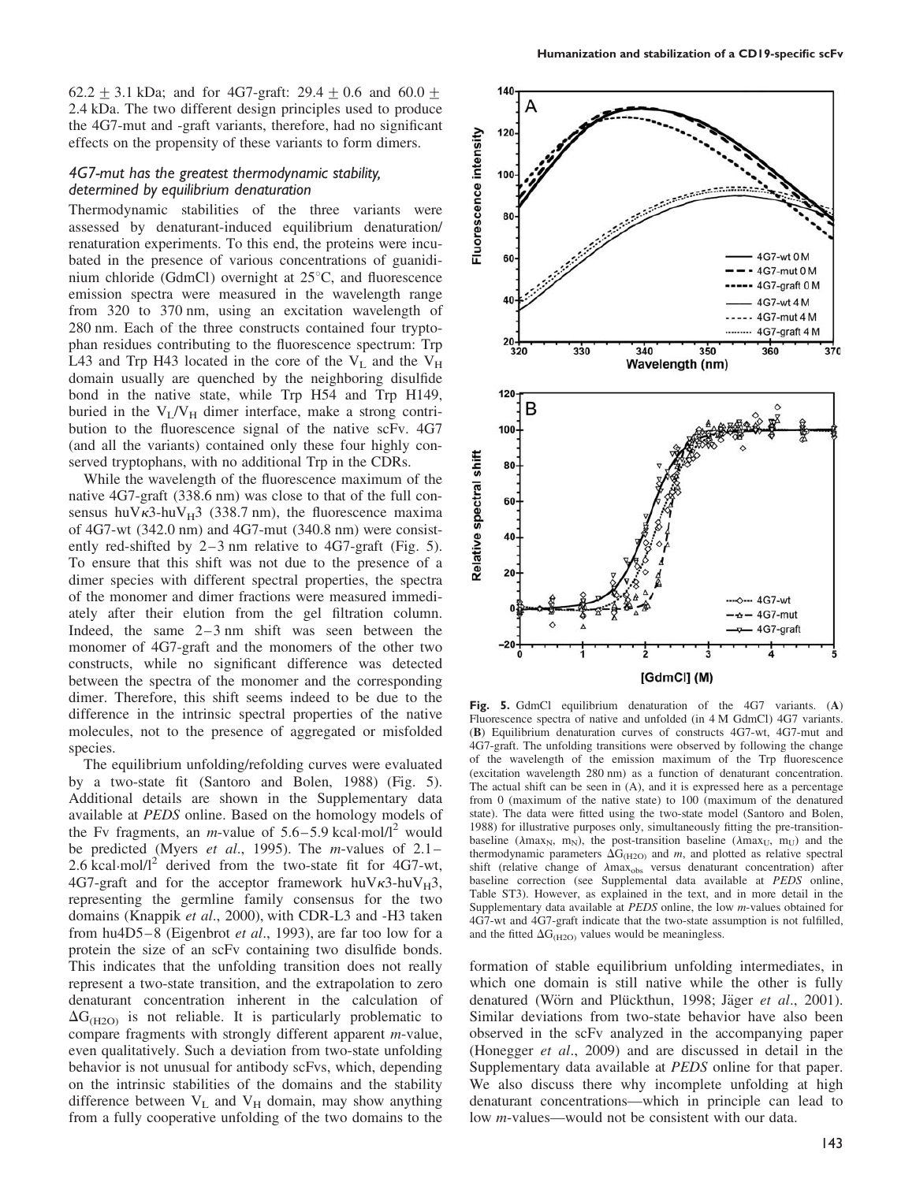62.2 ± 3.1 kDa; and for 4G7-graft: 29.4 ± 0.6 and 60.0 ± 2.4 kDa. The two different design principles used to produce the 4G7-mut and -graft variants, therefore, had no significant effects on the propensity of these variants to form dimers.

### *4G7-mut has the greatest thermodynamic stability, determined by equilibrium denaturation*

Thermodynamic stabilities of the three variants were assessed by denaturant-induced equilibrium denaturation/renaturation experiments. To this end, the proteins were incubated in the presence of various concentrations of guanidinium chloride (GdmCl) overnight at 25°C, and fluorescence emission spectra were measured in the wavelength range from 320 to 370 nm, using an excitation wavelength of 280 nm. Each of the three constructs contained four tryptophan residues contributing to the fluorescence spectrum: Trp L43 and Trp H43 located in the core of the $V_L$ and the $V_H$ domain usually are quenched by the neighboring disulfide bond in the native state, while Trp H54 and Trp H149, buried in the $V_L/V_H$ dimer interface, make a strong contribution to the fluorescence signal of the native scFv. 4G7 (and all the variants) contained only these four highly conserved tryptophans, with no additional Trp in the CDRs.

While the wavelength of the fluorescence maximum of the native 4G7-graft (338.6 nm) was close to that of the full consensus huV$\kappa$3-hu$V_H$3 (338.7 nm), the fluorescence maxima of 4G7-wt (342.0 nm) and 4G7-mut (340.8 nm) were consistently red-shifted by 2–3 nm relative to 4G7-graft (Fig. 5). To ensure that this shift was not due to the presence of a dimer species with different spectral properties, the spectra of the monomer and dimer fractions were measured immediately after their elution from the gel filtration column. Indeed, the same 2–3 nm shift was seen between the monomer of 4G7-graft and the monomers of the other two constructs, while no significant difference was detected between the spectra of the monomer and the corresponding dimer. Therefore, this shift seems indeed to be due to the difference in the intrinsic spectral properties of the native molecules, not to the presence of aggregated or misfolded species.

The equilibrium unfolding/refolding curves were evaluated by a two-state fit (Santoro and Bolen, 1988) (Fig. 5). Additional details are shown in the Supplementary data available at *PEDS* online. Based on the homology models of the Fv fragments, an *m*-value of 5.6–5.9 kcal·mol/l$^2$ would be predicted (Myers *et al*., 1995). The *m*-values of 2.1–2.6 kcal·mol/l$^2$ derived from the two-state fit for 4G7-wt, 4G7-graft and for the acceptor framework huV$\kappa$3-hu$V_H$3, representing the germline family consensus for the two domains (Knappik *et al*., 2000), with CDR-L3 and -H3 taken from hu4D5–8 (Eigenbrot *et al*., 1993), are far too low for a protein the size of an scFv containing two disulfide bonds. This indicates that the unfolding transition does not really represent a two-state transition, and the extrapolation to zero denaturant concentration inherent in the calculation of $\Delta G_{(H2O)}$ is not reliable. It is particularly problematic to compare fragments with strongly different apparent *m*-value, even qualitatively. Such a deviation from two-state unfolding behavior is not unusual for antibody scFvs, which, depending on the intrinsic stabilities of the domains and the stability difference between $V_L$ and $V_H$ domain, may show anything from a fully cooperative unfolding of the two domains to the formation of stable equilibrium unfolding intermediates, in which one domain is still native while the other is fully denatured (Wörn and Plückthun, 1998; Jäger *et al*., 2001). Similar deviations from two-state behavior have also been observed in the scFv analyzed in the accompanying paper (Honegger *et al*., 2009) and are discussed in detail in the Supplementary data available at *PEDS* online for that paper. We also discuss there why incomplete unfolding at high denaturant concentrations—which in principle can lead to low *m*-values—would not be consistent with our data.

**Fig. 5.** GdmCl equilibrium denaturation of the 4G7 variants. (**A**) Fluorescence spectra of native and unfolded (in 4 M GdmCl) 4G7 variants. (**B**) Equilibrium denaturation curves of constructs 4G7-wt, 4G7-mut and 4G7-graft. The unfolding transitions were observed by following the change of the wavelength of the emission maximum of the Trp fluorescence (excitation wavelength 280 nm) as a function of denaturant concentration. The actual shift can be seen in (A), and it is expressed here as a percentage from 0 (maximum of the native state) to 100 (maximum of the denatured state). The data were fitted using the two-state model (Santoro and Bolen, 1988) for illustrative purposes only, simultaneously fitting the pre-transition-baseline ($\lambda max_N$, $m_N$), the post-transition baseline ($\lambda max_U$, $m_U$) and the thermodynamic parameters $\Delta G_{(H2O)}$ and *m*, and plotted as relative spectral shift (relative change of $\lambda max_{obs}$ versus denaturant concentration) after baseline correction (see Supplemental data available at *PEDS* online, Table ST3). However, as explained in the text, and in more detail in the Supplementary data available at *PEDS* online, the low *m*-values obtained for 4G7-wt and 4G7-graft indicate that the two-state assumption is not fulfilled, and the fitted $\Delta G_{(H2O)}$ values would be meaningless.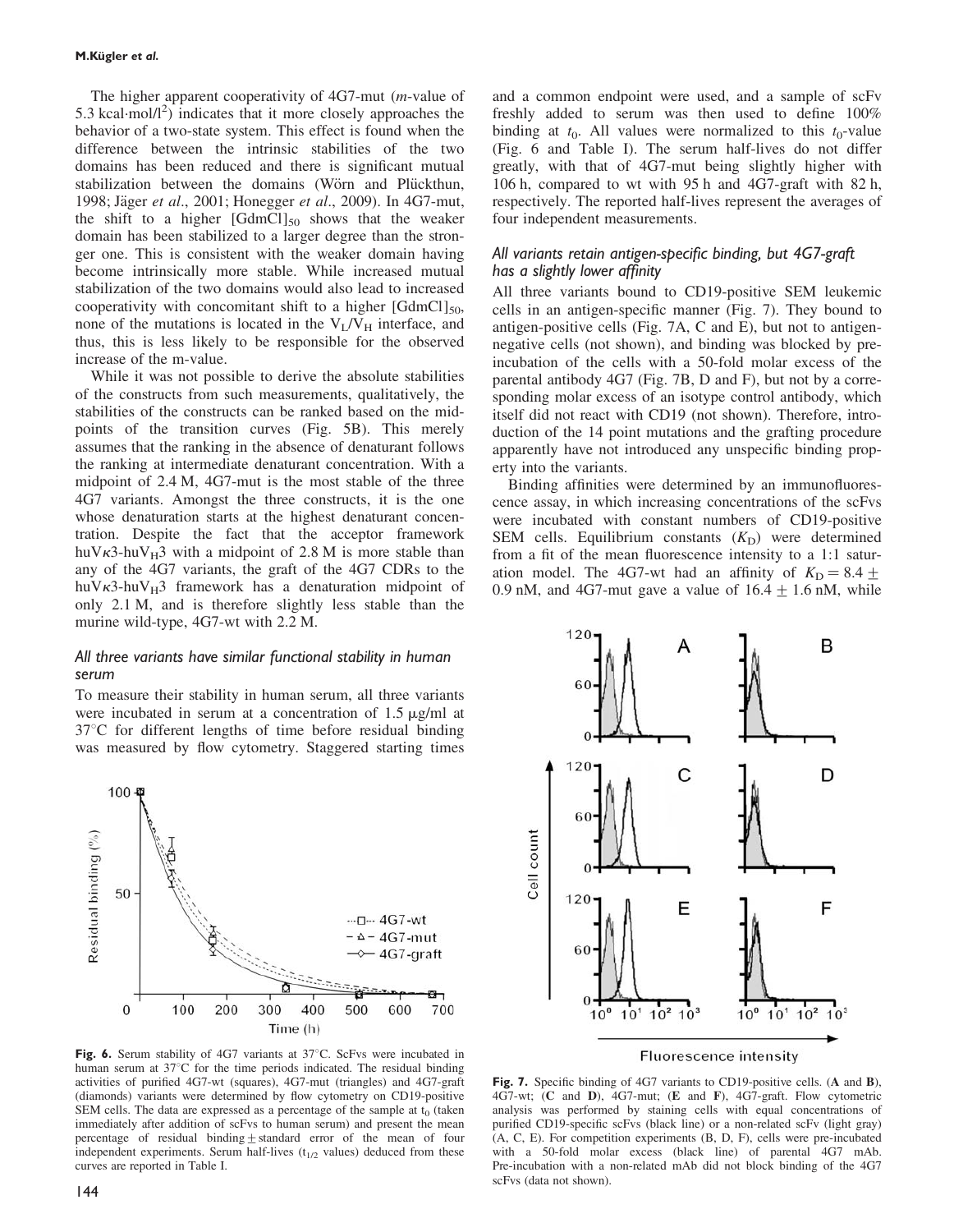The higher apparent cooperativity of 4G7-mut ($m$-value of 5.3 kcal·mol/l$^2$) indicates that it more closely approaches the behavior of a two-state system. This effect is found when the difference between the intrinsic stabilities of the two domains has been reduced and there is significant mutual stabilization between the domains (Wörn and Plückthun, 1998; Jäger *et al*., 2001; Honegger *et al*., 2009). In 4G7-mut, the shift to a higher $[\mathrm{GdmCl}]_{50}$ shows that the weaker domain has been stabilized to a larger degree than the stronger one. This is consistent with the weaker domain having become intrinsically more stable. While increased mutual stabilization of the two domains would also lead to increased cooperativity with concomitant shift to a higher $[\mathrm{GdmCl}]_{50}$, none of the mutations is located in the $V_L/V_H$ interface, and thus, this is less likely to be responsible for the observed increase of the m-value.

While it was not possible to derive the absolute stabilities of the constructs from such measurements, qualitatively, the stabilities of the constructs can be ranked based on the midpoints of the transition curves (Fig. 5B). This merely assumes that the ranking in the absence of denaturant follows the ranking at intermediate denaturant concentration. With a midpoint of 2.4 M, 4G7-mut is the most stable of the three 4G7 variants. Amongst the three constructs, it is the one whose denaturation starts at the highest denaturant concentration. Despite the fact that the acceptor framework huV$\kappa$3-huV$_H$3 with a midpoint of 2.8 M is more stable than any of the 4G7 variants, the graft of the 4G7 CDRs to the huV$\kappa$3-huV$_H$3 framework has a denaturation midpoint of only 2.1 M, and is therefore slightly less stable than the murine wild-type, 4G7-wt with 2.2 M.

### *All three variants have similar functional stability in human serum*

To measure their stability in human serum, all three variants were incubated in serum at a concentration of 1.5 μg/ml at 37°C for different lengths of time before residual binding was measured by flow cytometry. Staggered starting times and a common endpoint were used, and a sample of scFv freshly added to serum was then used to define 100% binding at $t_0$. All values were normalized to this $t_0$-value (Fig. 6 and Table I). The serum half-lives do not differ greatly, with that of 4G7-mut being slightly higher with 106 h, compared to wt with 95 h and 4G7-graft with 82 h, respectively. The reported half-lives represent the averages of four independent measurements.

**Fig. 6.** Serum stability of 4G7 variants at 37°C. ScFvs were incubated in human serum at 37°C for the time periods indicated. The residual binding activities of purified 4G7-wt (squares), 4G7-mut (triangles) and 4G7-graft (diamonds) variants were determined by flow cytometry on CD19-positive SEM cells. The data are expressed as a percentage of the sample at $t_0$ (taken immediately after addition of scFvs to human serum) and present the mean percentage of residual binding ± standard error of the mean of four independent experiments. Serum half-lives ($t_{1/2}$ values) deduced from these curves are reported in Table I.

### *All variants retain antigen-specific binding, but 4G7-graft has a slightly lower affinity*

All three variants bound to CD19-positive SEM leukemic cells in an antigen-specific manner (Fig. 7). They bound to antigen-positive cells (Fig. 7A, C and E), but not to antigen-negative cells (not shown), and binding was blocked by pre-incubation of the cells with a 50-fold molar excess of the parental antibody 4G7 (Fig. 7B, D and F), but not by a corresponding molar excess of an isotype control antibody, which itself did not react with CD19 (not shown). Therefore, introduction of the 14 point mutations and the grafting procedure apparently have not introduced any unspecific binding property into the variants.

Binding affinities were determined by an immunofluorescence assay, in which increasing concentrations of the scFvs were incubated with constant numbers of CD19-positive SEM cells. Equilibrium constants ($K_D$) were determined from a fit of the mean fluorescence intensity to a 1:1 saturation model. The 4G7-wt had an affinity of $K_D = 8.4 \pm 0.9$ nM, and 4G7-mut gave a value of $16.4 \pm 1.6$ nM, while

**Fig. 7.** Specific binding of 4G7 variants to CD19-positive cells. (**A** and **B**), 4G7-wt; (**C** and **D**), 4G7-mut; (**E** and **F**), 4G7-graft. Flow cytometric analysis was performed by staining cells with equal concentrations of purified CD19-specific scFvs (black line) or a non-related scFv (light gray) (A, C, E). For competition experiments (B, D, F), cells were pre-incubated with a 50-fold molar excess (black line) of parental 4G7 mAb. Pre-incubation with a non-related mAb did not block binding of the 4G7 scFvs (data not shown).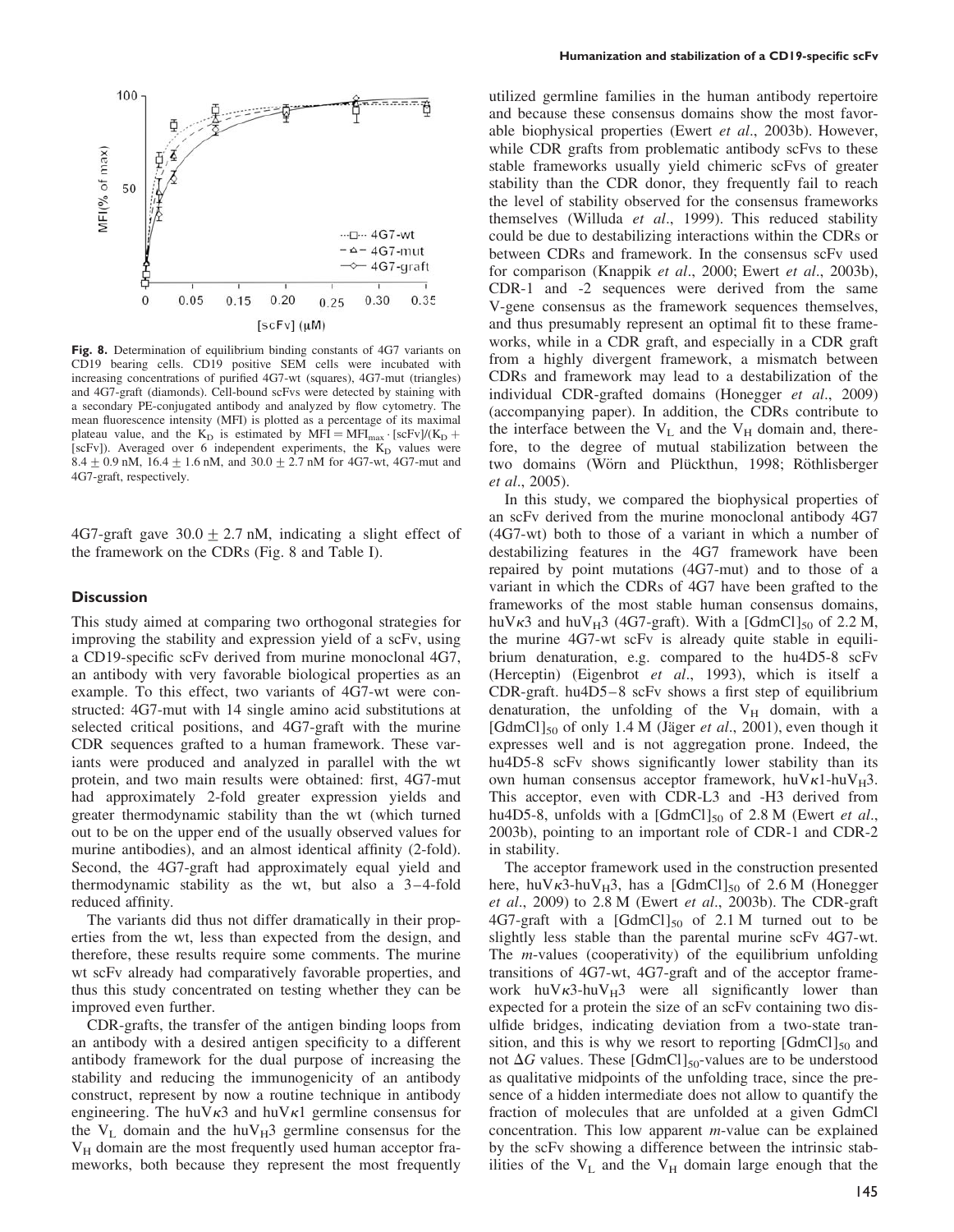**Fig. 8.** Determination of equilibrium binding constants of 4G7 variants on CD19 bearing cells. CD19 positive SEM cells were incubated with increasing concentrations of purified 4G7-wt (squares), 4G7-mut (triangles) and 4G7-graft (diamonds). Cell-bound scFvs were detected by staining with a secondary PE-conjugated antibody and analyzed by flow cytometry. The mean fluorescence intensity (MFI) is plotted as a percentage of its maximal plateau value, and the $K_D$ is estimated by $MFI = MFI_{max} \cdot [scFv]/(K_D + [scFv])$. Averaged over 6 independent experiments, the $K_D$ values were $8.4 \pm 0.9$ nM, $16.4 \pm 1.6$ nM, and $30.0 \pm 2.7$ nM for 4G7-wt, 4G7-mut and 4G7-graft, respectively.

4G7-graft gave $30.0 \pm 2.7$ nM, indicating a slight effect of the framework on the CDRs (Fig. 8 and Table I).

## Discussion

This study aimed at comparing two orthogonal strategies for improving the stability and expression yield of a scFv, using a CD19-specific scFv derived from murine monoclonal 4G7, an antibody with very favorable biological properties as an example. To this effect, two variants of 4G7-wt were constructed: 4G7-mut with 14 single amino acid substitutions at selected critical positions, and 4G7-graft with the murine CDR sequences grafted to a human framework. These variants were produced and analyzed in parallel with the wt protein, and two main results were obtained: first, 4G7-mut had approximately 2-fold greater expression yields and greater thermodynamic stability than the wt (which turned out to be on the upper end of the usually observed values for murine antibodies), and an almost identical affinity (2-fold). Second, the 4G7-graft had approximately equal yield and thermodynamic stability as the wt, but also a 3–4-fold reduced affinity.

The variants did thus not differ dramatically in their properties from the wt, less than expected from the design, and therefore, these results require some comments. The murine wt scFv already had comparatively favorable properties, and thus this study concentrated on testing whether they can be improved even further.

CDR-grafts, the transfer of the antigen binding loops from an antibody with a desired antigen specificity to a different antibody framework for the dual purpose of increasing the stability and reducing the immunogenicity of an antibody construct, represent by now a routine technique in antibody engineering. The huV$\kappa$3 and huV$\kappa$1 germline consensus for the $V_L$ domain and the huV$_H$3 germline consensus for the $V_H$ domain are the most frequently used human acceptor frameworks, both because they represent the most frequently utilized germline families in the human antibody repertoire and because these consensus domains show the most favorable biophysical properties (Ewert *et al*., 2003b). However, while CDR grafts from problematic antibody scFvs to these stable frameworks usually yield chimeric scFvs of greater stability than the CDR donor, they frequently fail to reach the level of stability observed for the consensus frameworks themselves (Willuda *et al*., 1999). This reduced stability could be due to destabilizing interactions within the CDRs or between CDRs and framework. In the consensus scFv used for comparison (Knappik *et al*., 2000; Ewert *et al*., 2003b), CDR-1 and -2 sequences were derived from the same V-gene consensus as the framework sequences themselves, and thus presumably represent an optimal fit to these frameworks, while in a CDR graft, and especially in a CDR graft from a highly divergent framework, a mismatch between CDRs and framework may lead to a destabilization of the individual CDR-grafted domains (Honegger *et al*., 2009) (accompanying paper). In addition, the CDRs contribute to the interface between the $V_L$ and the $V_H$ domain and, therefore, to the degree of mutual stabilization between the two domains (Wörn and Plückthun, 1998; Röthlisberger *et al*., 2005).

In this study, we compared the biophysical properties of an scFv derived from the murine monoclonal antibody 4G7 (4G7-wt) both to those of a variant in which a number of destabilizing features in the 4G7 framework have been repaired by point mutations (4G7-mut) and to those of a variant in which the CDRs of 4G7 have been grafted to the frameworks of the most stable human consensus domains, huV$\kappa$3 and huV$_H$3 (4G7-graft). With a $[GdmCl]_{50}$ of 2.2 M, the murine 4G7-wt scFv is already quite stable in equilibrium denaturation, e.g. compared to the hu4D5-8 scFv (Herceptin) (Eigenbrot *et al*., 1993), which is itself a CDR-graft. hu4D5–8 scFv shows a first step of equilibrium denaturation, the unfolding of the $V_H$ domain, with a $[GdmCl]_{50}$ of only 1.4 M (Jäger *et al*., 2001), even though it expresses well and is not aggregation prone. Indeed, the hu4D5-8 scFv shows significantly lower stability than its own human consensus acceptor framework, huV$\kappa$1-huV$_H$3. This acceptor, even with CDR-L3 and -H3 derived from hu4D5-8, unfolds with a $[GdmCl]_{50}$ of 2.8 M (Ewert *et al*., 2003b), pointing to an important role of CDR-1 and CDR-2 in stability.

The acceptor framework used in the construction presented here, huV$\kappa$3-huV$_H$3, has a $[GdmCl]_{50}$ of 2.6 M (Honegger *et al*., 2009) to 2.8 M (Ewert *et al*., 2003b). The CDR-graft 4G7-graft with a $[GdmCl]_{50}$ of 2.1 M turned out to be slightly less stable than the parental murine scFv 4G7-wt. The *m*-values (cooperativity) of the equilibrium unfolding transitions of 4G7-wt, 4G7-graft and of the acceptor framework huV$\kappa$3-huV$_H$3 were all significantly lower than expected for a protein the size of an scFv containing two disulfide bridges, indicating deviation from a two-state transition, and this is why we resort to reporting $[GdmCl]_{50}$ and not $\Delta G$ values. These $[GdmCl]_{50}$-values are to be understood as qualitative midpoints of the unfolding trace, since the presence of a hidden intermediate does not allow to quantify the fraction of molecules that are unfolded at a given GdmCl concentration. This low apparent *m*-value can be explained by the scFv showing a difference between the intrinsic stabilities of the $V_L$ and the $V_H$ domain large enough that the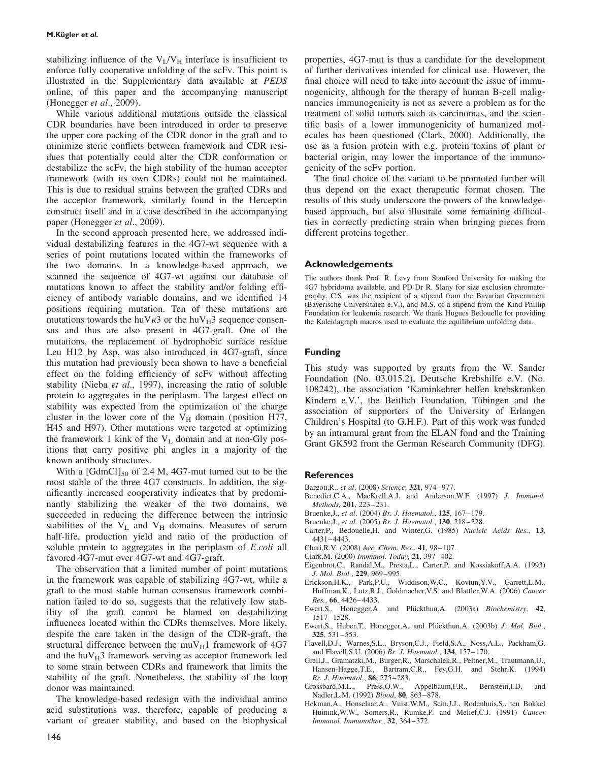stabilizing influence of the $V_L/V_H$ interface is insufficient to enforce fully cooperative unfolding of the scFv. This point is illustrated in the Supplementary data available at *PEDS* online, of this paper and the accompanying manuscript (Honegger *et al*., 2009).

While various additional mutations outside the classical CDR boundaries have been introduced in order to preserve the upper core packing of the CDR donor in the graft and to minimize steric conflicts between framework and CDR residues that potentially could alter the CDR conformation or destabilize the scFv, the high stability of the human acceptor framework (with its own CDRs) could not be maintained. This is due to residual strains between the grafted CDRs and the acceptor framework, similarly found in the Herceptin construct itself and in a case described in the accompanying paper (Honegger *et al*., 2009).

In the second approach presented here, we addressed individual destabilizing features in the 4G7-wt sequence with a series of point mutations located within the frameworks of the two domains. In a knowledge-based approach, we scanned the sequence of 4G7-wt against our database of mutations known to affect the stability and/or folding efficiency of antibody variable domains, and we identified 14 positions requiring mutation. Ten of these mutations are mutations towards the $huV\kappa3$ or the $huV_H3$ sequence consensus and thus are also present in 4G7-graft. One of the mutations, the replacement of hydrophobic surface residue Leu H12 by Asp, was also introduced in 4G7-graft, since this mutation had previously been shown to have a beneficial effect on the folding efficiency of scFv without affecting stability (Nieba *et al*., 1997), increasing the ratio of soluble protein to aggregates in the periplasm. The largest effect on stability was expected from the optimization of the charge cluster in the lower core of the $V_H$ domain (position H77, H45 and H97). Other mutations were targeted at optimizing the framework 1 kink of the $V_L$ domain and at non-Gly positions that carry positive phi angles in a majority of the known antibody structures.

With a $[GdmCl]_{50}$ of 2.4 M, 4G7-mut turned out to be the most stable of the three 4G7 constructs. In addition, the significantly increased cooperativity indicates that by predominantly stabilizing the weaker of the two domains, we succeeded in reducing the difference between the intrinsic stabilities of the $V_L$ and $V_H$ domains. Measures of serum half-life, production yield and ratio of the production of soluble protein to aggregates in the periplasm of *E.coli* all favored 4G7-mut over 4G7-wt and 4G7-graft.

The observation that a limited number of point mutations in the framework was capable of stabilizing 4G7-wt, while a graft to the most stable human consensus framework combination failed to do so, suggests that the relatively low stability of the graft cannot be blamed on destabilizing influences located within the CDRs themselves. More likely, despite the care taken in the design of the CDR-graft, the structural difference between the $muV_H1$ framework of 4G7 and the $huV_H3$ framework serving as acceptor framework led to some strain between CDRs and framework that limits the stability of the graft. Nonetheless, the stability of the loop donor was maintained.

The knowledge-based redesign with the individual amino acid substitutions was, therefore, capable of producing a variant of greater stability, and based on the biophysical properties, 4G7-mut is thus a candidate for the development of further derivatives intended for clinical use. However, the final choice will need to take into account the issue of immunogenicity, although for the therapy of human B-cell malignancies immunogenicity is not as severe a problem as for the treatment of solid tumors such as carcinomas, and the scientific basis of a lower immunogenicity of humanized molecules has been questioned (Clark, 2000). Additionally, the use as a fusion protein with e.g. protein toxins of plant or bacterial origin, may lower the importance of the immunogenicity of the scFv portion.

The final choice of the variant to be promoted further will thus depend on the exact therapeutic format chosen. The results of this study underscore the powers of the knowledge-based approach, but also illustrate some remaining difficulties in correctly predicting strain when bringing pieces from different proteins together.

## Acknowledgements

The authors thank Prof. R. Levy from Stanford University for making the 4G7 hybridoma available, and PD Dr R. Slany for size exclusion chromatography. C.S. was the recipient of a stipend from the Bavarian Government (Bayerische Universitäten e.V.), and M.S. of a stipend from the Kind Phillip Foundation for leukemia research. We thank Hugues Bedouelle for providing the Kaleidagraph macros used to evaluate the equilibrium unfolding data.

## Funding

This study was supported by grants from the W. Sander Foundation (No. 03.015.2), Deutsche Krebshilfe e.V. (No. 108242), the association 'Kaminkehrer helfen krebskranken Kindern e.V.', the Beitlich Foundation, Tübingen and the association of supporters of the University of Erlangen Children's Hospital (to G.H.F.). Part of this work was funded by an intramural grant from the ELAN fond and the Training Grant GK592 from the German Research Community (DFG).

## References

Bargou,R., *et al*. (2008) *Science*, **321**, 974–977.

Benedict,C.A., MacKrell,A.J. and Anderson,W.F. (1997) *J. Immunol. Methods*, **201**, 223–231.

Bruenke,J., *et al*. (2004) *Br. J. Haematol.*, **125**, 167–179.

Bruenke,J., *et al*. (2005) *Br. J. Haematol.*, **130**, 218–228.

Carter,P., Bedouelle,H. and Winter,G. (1985) *Nucleic Acids Res.*, **13**, 4431–4443.

Chari,R.V. (2008) *Acc. Chem. Res.*, **41**, 98–107.

Clark,M. (2000) *Immunol. Today*, **21**, 397–402.

Eigenbrot,C., Randal,M., Presta,L., Carter,P. and Kossiakoff,A.A. (1993) *J. Mol. Biol.*, **229**, 969–995.

Erickson,H.K., Park,P.U., Widdison,W.C., Kovtun,Y.V., Garrett,L.M., Hoffman,K., Lutz,R.J., Goldmacher,V.S. and Blattler,W.A. (2006) *Cancer Res.*, **66**, 4426–4433.

Ewert,S., Honegger,A. and Plückthun,A. (2003a) *Biochemistry*, **42**, 1517–1528.

Ewert,S., Huber,T., Honegger,A. and Plückthun,A. (2003b) *J. Mol. Biol.*, **325**, 531–553.

Flavell,D.J., Warnes,S.L., Bryson,C.J., Field,S.A., Noss,A.L., Packham,G. and Flavell,S.U. (2006) *Br. J. Haematol.*, **134**, 157–170.

Greil,J., Gramatzki,M., Burger,R., Marschalek,R., Peltner,M., Trautmann,U., Hansen-Hagge,T.E., Bartram,C.R., Fey,G.H. and Stehr,K. (1994) *Br. J. Haematol.*, **86**, 275–283.

Grossbard,M.L., Press,O.W., Appelbaum,F.R., Bernstein,I.D. and Nadler,L.M. (1992) *Blood*, **80**, 863–878.

Hekman,A., Honselaar,A., Vuist,W.M., Sein,J.J., Rodenhuis,S., ten Bokkel Huinink,W.W., Somers,R., Rumke,P. and Melief,C.J. (1991) *Cancer Immunol. Immunother.*, **32**, 364–372.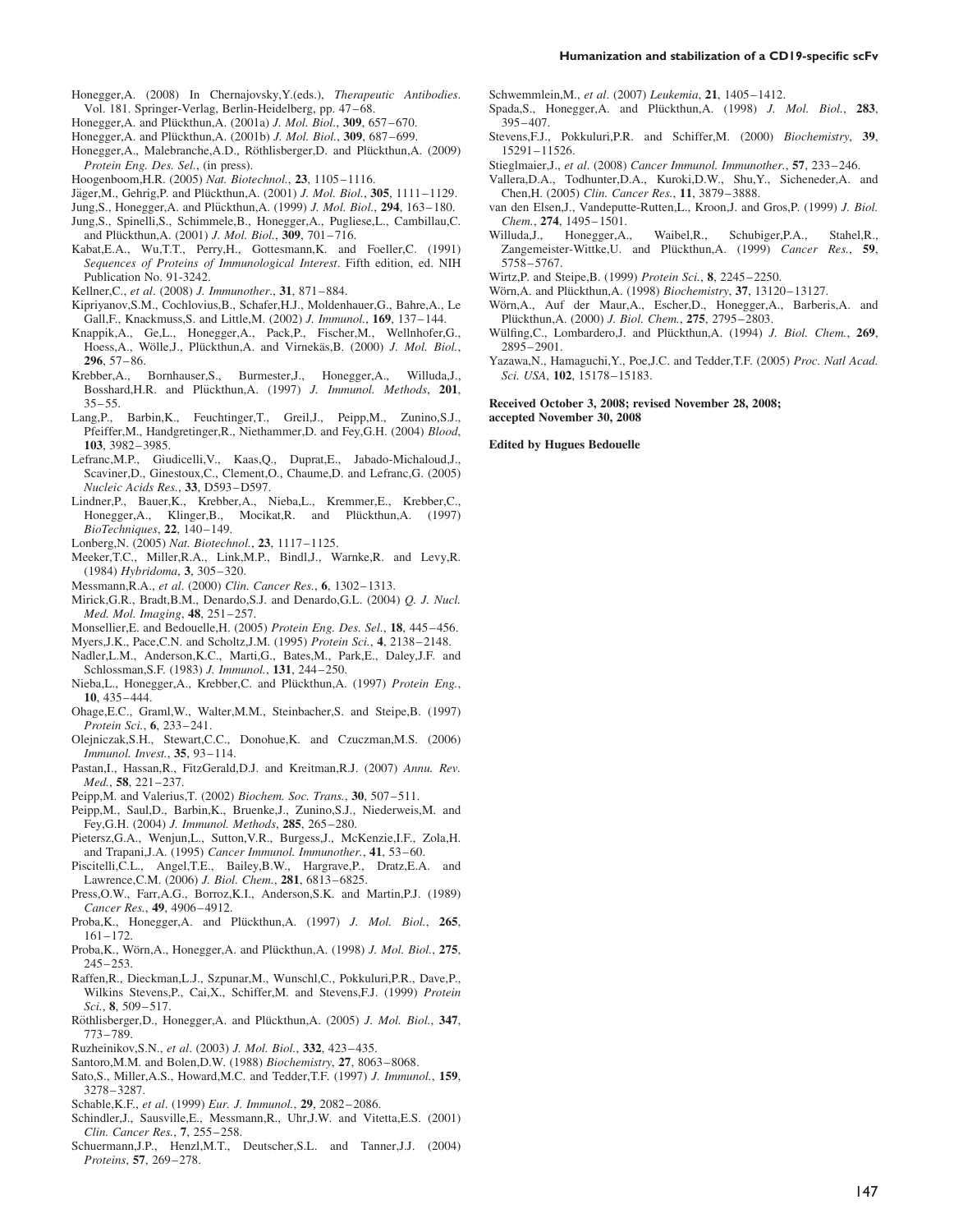Honegger,A. (2008) In Chernajovsky,Y.(eds.), *Therapeutic Antibodies*. Vol. 181. Springer-Verlag, Berlin-Heidelberg, pp. 47–68.

Honegger,A. and Plückthun,A. (2001a) *J. Mol. Biol.*, **309**, 657–670.

Honegger,A. and Plückthun,A. (2001b) *J. Mol. Biol.*, **309**, 687–699.

Honegger,A., Malebranche,A.D., Röthlisberger,D. and Plückthun,A. (2009) *Protein Eng. Des. Sel.*, (in press).

Hoogenboom,H.R. (2005) *Nat. Biotechnol.*, **23**, 1105–1116.

Jäger,M., Gehrig,P. and Plückthun,A. (2001) *J. Mol. Biol.*, **305**, 1111–1129.

Jung,S., Honegger,A. and Plückthun,A. (1999) *J. Mol. Biol.*, **294**, 163–180.

Jung,S., Spinelli,S., Schimmele,B., Honegger,A., Pugliese,L., Cambillau,C. and Plückthun,A. (2001) *J. Mol. Biol.*, **309**, 701–716.

Kabat,E.A., Wu,T.T., Perry,H., Gottesmann,K. and Foeller,C. (1991) *Sequences of Proteins of Immunological Interest*. Fifth edition, ed. NIH Publication No. 91-3242.

Kellner,C., *et al*. (2008) *J. Immunother.*, **31**, 871–884.

Kipriyanov,S.M., Cochlovius,B., Schafer,H.J., Moldenhauer,G., Bahre,A., Le Gall,F., Knackmuss,S. and Little,M. (2002) *J. Immunol.*, **169**, 137–144.

Knappik,A., Ge,L., Honegger,A., Pack,P., Fischer,M., Wellnhofer,G., Hoess,A., Wölle,J., Plückthun,A. and Virnekäs,B. (2000) *J. Mol. Biol.*, **296**, 57–86.

Krebber,A., Bornhauser,S., Burmester,J., Honegger,A., Willuda,J., Bosshard,H.R. and Plückthun,A. (1997) *J. Immunol. Methods*, **201**, 35–55.

Lang,P., Barbin,K., Feuchtinger,T., Greil,J., Peipp,M., Zunino,S.J., Pfeiffer,M., Handgretinger,R., Niethammer,D. and Fey,G.H. (2004) *Blood*, **103**, 3982–3985.

Lefranc,M.P., Giudicelli,V., Kaas,Q., Duprat,E., Jabado-Michaloud,J., Scaviner,D., Ginestoux,C., Clement,O., Chaume,D. and Lefranc,G. (2005) *Nucleic Acids Res.*, **33**, D593–D597.

Lindner,P., Bauer,K., Krebber,A., Nieba,L., Kremmer,E., Krebber,C., Honegger,A., Klinger,B., Mocikat,R. and Plückthun,A. (1997) *BioTechniques*, **22**, 140–149.

Lonberg,N. (2005) *Nat. Biotechnol.*, **23**, 1117–1125.

Meeker,T.C., Miller,R.A., Link,M.P., Bindl,J., Warnke,R. and Levy,R. (1984) *Hybridoma*, **3**, 305–320.

Messmann,R.A., *et al*. (2000) *Clin. Cancer Res.*, **6**, 1302–1313.

Mirick,G.R., Bradt,B.M., Denardo,S.J. and Denardo,G.L. (2004) *Q. J. Nucl. Med. Mol. Imaging*, **48**, 251–257.

Monsellier,E. and Bedouelle,H. (2005) *Protein Eng. Des. Sel.*, **18**, 445–456.

Myers,J.K., Pace,C.N. and Scholtz,J.M. (1995) *Protein Sci.*, **4**, 2138–2148.

Nadler,L.M., Anderson,K.C., Marti,G., Bates,M., Park,E., Daley,J.F. and Schlossman,S.F. (1983) *J. Immunol.*, **131**, 244–250.

Nieba,L., Honegger,A., Krebber,C. and Plückthun,A. (1997) *Protein Eng.*, **10**, 435–444.

Ohage,E.C., Graml,W., Walter,M.M., Steinbacher,S. and Steipe,B. (1997) *Protein Sci.*, **6**, 233–241.

Olejniczak,S.H., Stewart,C.C., Donohue,K. and Czuczman,M.S. (2006) *Immunol. Invest.*, **35**, 93–114.

Pastan,I., Hassan,R., FitzGerald,D.J. and Kreitman,R.J. (2007) *Annu. Rev. Med.*, **58**, 221–237.

Peipp,M. and Valerius,T. (2002) *Biochem. Soc. Trans.*, **30**, 507–511.

Peipp,M., Saul,D., Barbin,K., Bruenke,J., Zunino,S.J., Niederweis,M. and Fey,G.H. (2004) *J. Immunol. Methods*, **285**, 265–280.

Pietersz,G.A., Wenjun,L., Sutton,V.R., Burgess,J., McKenzie,I.F., Zola,H. and Trapani,J.A. (1995) *Cancer Immunol. Immunother.*, **41**, 53–60.

Piscitelli,C.L., Angel,T.E., Bailey,B.W., Hargrave,P., Dratz,E.A. and Lawrence,C.M. (2006) *J. Biol. Chem.*, **281**, 6813–6825.

Press,O.W., Farr,A.G., Borroz,K.I., Anderson,S.K. and Martin,P.J. (1989) *Cancer Res.*, **49**, 4906–4912.

Proba,K., Honegger,A. and Plückthun,A. (1997) *J. Mol. Biol.*, **265**, 161–172.

Proba,K., Wörn,A., Honegger,A. and Plückthun,A. (1998) *J. Mol. Biol.*, **275**, 245–253.

Raffen,R., Dieckman,L.J., Szpunar,M., Wunschl,C., Pokkuluri,P.R., Dave,P., Wilkins Stevens,P., Cai,X., Schiffer,M. and Stevens,F.J. (1999) *Protein Sci.*, **8**, 509–517.

Röthlisberger,D., Honegger,A. and Plückthun,A. (2005) *J. Mol. Biol.*, **347**, 773–789.

Ruzheinikov,S.N., *et al*. (2003) *J. Mol. Biol.*, **332**, 423–435.

Santoro,M.M. and Bolen,D.W. (1988) *Biochemistry*, **27**, 8063–8068.

Sato,S., Miller,A.S., Howard,M.C. and Tedder,T.F. (1997) *J. Immunol.*, **159**, 3278–3287.

Schable,K.F., *et al*. (1999) *Eur. J. Immunol.*, **29**, 2082–2086.

Schindler,J., Sausville,E., Messmann,R., Uhr,J.W. and Vitetta,E.S. (2001) *Clin. Cancer Res.*, **7**, 255–258.

Schuermann,J.P., Henzl,M.T., Deutscher,S.L. and Tanner,J.J. (2004) *Proteins*, **57**, 269–278.

Schwemmlein,M., *et al*. (2007) *Leukemia*, **21**, 1405–1412.

Spada,S., Honegger,A. and Plückthun,A. (1998) *J. Mol. Biol.*, **283**, 395–407.

Stevens,F.J., Pokkuluri,P.R. and Schiffer,M. (2000) *Biochemistry*, **39**, 15291–11526.

Stieglmaier,J., *et al*. (2008) *Cancer Immunol. Immunother.*, **57**, 233–246.

Vallera,D.A., Todhunter,D.A., Kuroki,D.W., Shu,Y., Sicheneder,A. and Chen,H. (2005) *Clin. Cancer Res.*, **11**, 3879–3888.

van den Elsen,J., Vandeputte-Rutten,L., Kroon,J. and Gros,P. (1999) *J. Biol. Chem.*, **274**, 1495–1501.

Willuda,J., Honegger,A., Waibel,R., Schubiger,P.A., Stahel,R., Zangemeister-Wittke,U. and Plückthun,A. (1999) *Cancer Res.*, **59**, 5758–5767.

Wirtz,P. and Steipe,B. (1999) *Protein Sci.*, **8**, 2245–2250.

Wörn,A. and Plückthun,A. (1998) *Biochemistry*, **37**, 13120–13127.

Wörn,A., Auf der Maur,A., Escher,D., Honegger,A., Barberis,A. and Plückthun,A. (2000) *J. Biol. Chem.*, **275**, 2795–2803.

Wülfing,C., Lombardero,J. and Plückthun,A. (1994) *J. Biol. Chem.*, **269**, 2895–2901.

Yazawa,N., Hamaguchi,Y., Poe,J.C. and Tedder,T.F. (2005) *Proc. Natl Acad. Sci. USA*, **102**, 15178–15183.

**Received October 3, 2008; revised November 28, 2008; accepted November 30, 2008**

**Edited by Hugues Bedouelle**